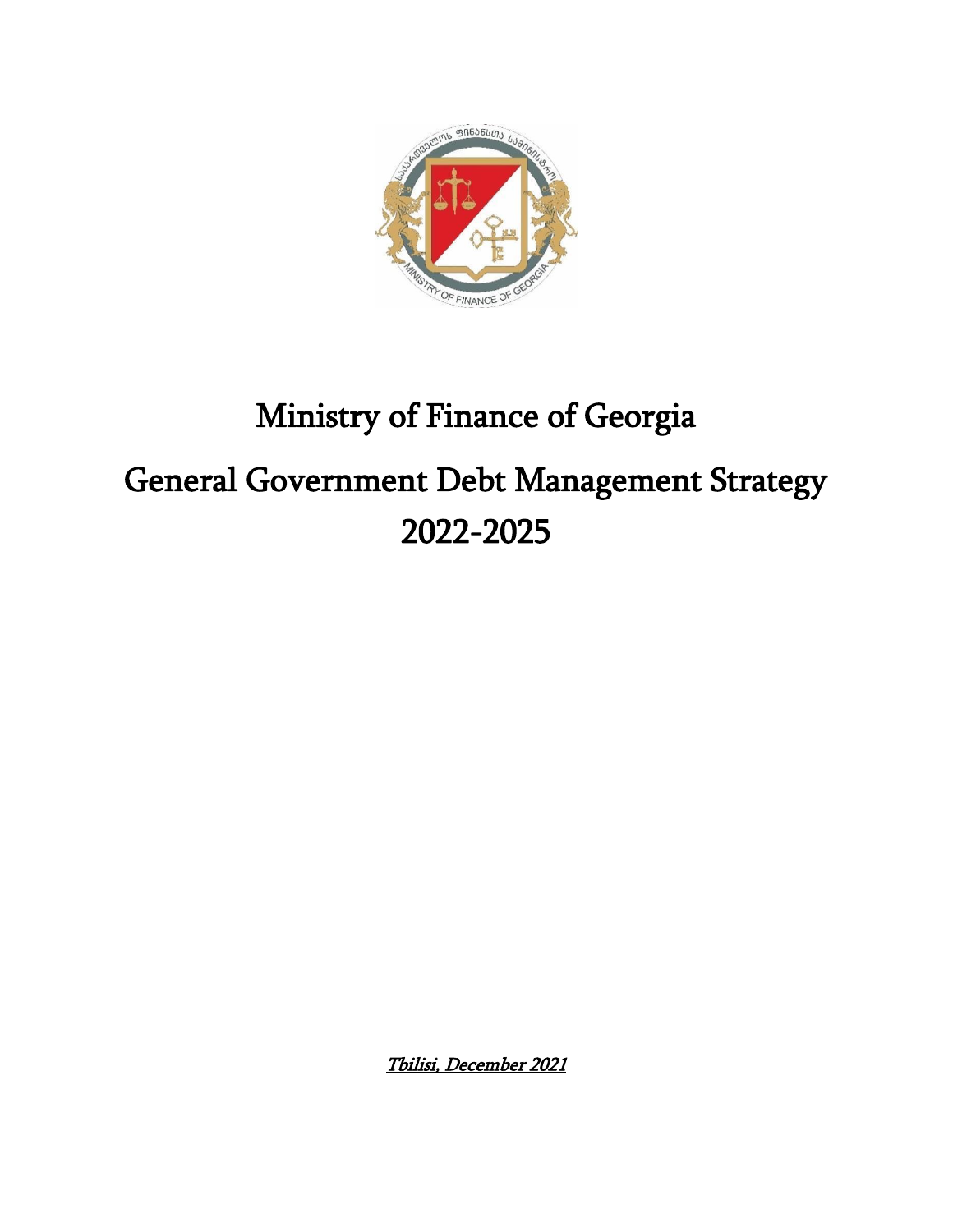# Ministry of Finance of Georgia

# General Government Debt Management Strategy 2022-2025

*Tbilisi, December 2021*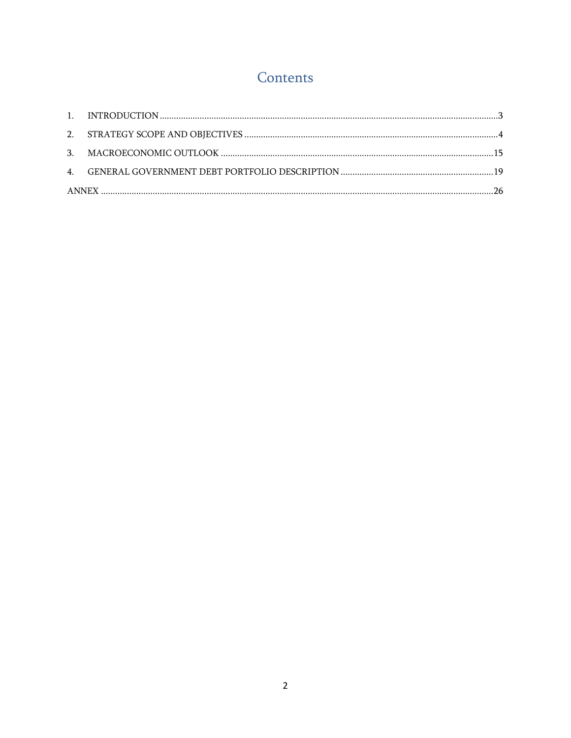# Contents

1. INTRODUCTION ............................................................ 3
2. STRATEGY SCOPE AND OBJECTIVES ............................................................ 4
3. MACROECONOMIC OUTLOOK ............................................................ 15
4. GENERAL GOVERNMENT DEBT PORTFOLIO DESCRIPTION ............................................................ 19

ANNEX ............................................................ 26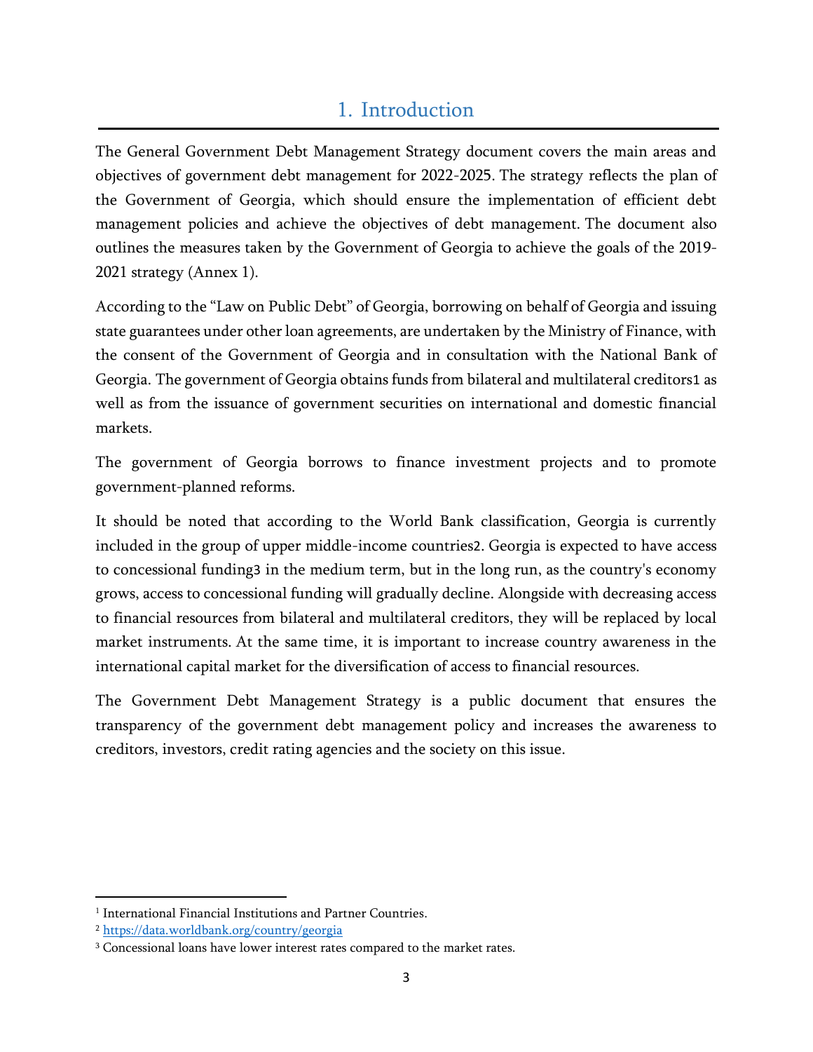# 1. Introduction

The General Government Debt Management Strategy document covers the main areas and objectives of government debt management for 2022-2025. The strategy reflects the plan of the Government of Georgia, which should ensure the implementation of efficient debt management policies and achieve the objectives of debt management. The document also outlines the measures taken by the Government of Georgia to achieve the goals of the 2019-2021 strategy (Annex 1).

According to the "Law on Public Debt" of Georgia, borrowing on behalf of Georgia and issuing state guarantees under other loan agreements, are undertaken by the Ministry of Finance, with the consent of the Government of Georgia and in consultation with the National Bank of Georgia. The government of Georgia obtains funds from bilateral and multilateral creditors[1] as well as from the issuance of government securities on international and domestic financial markets.

The government of Georgia borrows to finance investment projects and to promote government-planned reforms.

It should be noted that according to the World Bank classification, Georgia is currently included in the group of upper middle-income countries[2]. Georgia is expected to have access to concessional funding[3] in the medium term, but in the long run, as the country's economy grows, access to concessional funding will gradually decline. Alongside with decreasing access to financial resources from bilateral and multilateral creditors, they will be replaced by local market instruments. At the same time, it is important to increase country awareness in the international capital market for the diversification of access to financial resources.

The Government Debt Management Strategy is a public document that ensures the transparency of the government debt management policy and increases the awareness to creditors, investors, credit rating agencies and the society on this issue.

---

[1] International Financial Institutions and Partner Countries.

[2] https://data.worldbank.org/country/georgia

[3] Concessional loans have lower interest rates compared to the market rates.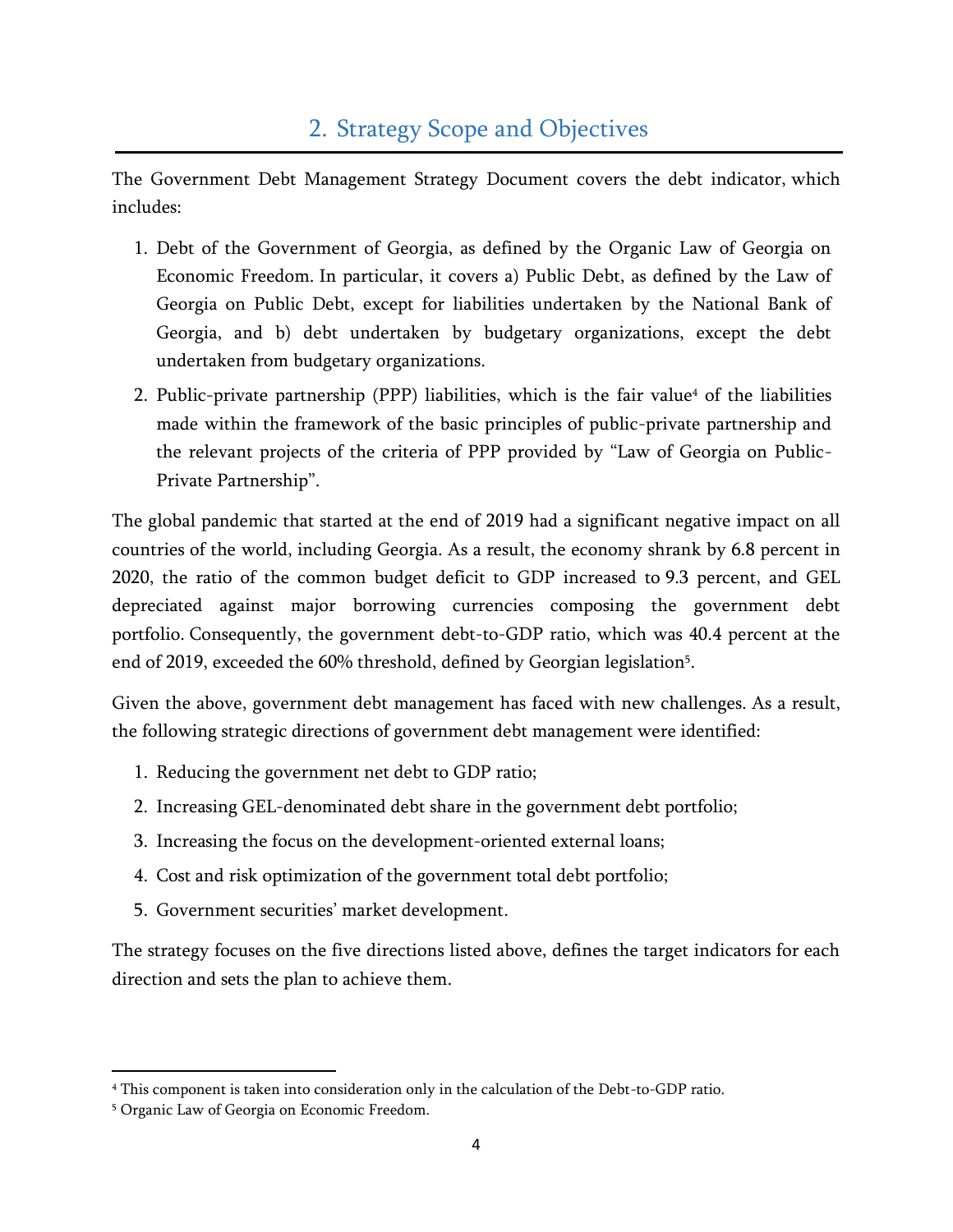## 2. Strategy Scope and Objectives

The Government Debt Management Strategy Document covers the debt indicator, which includes:

1. Debt of the Government of Georgia, as defined by the Organic Law of Georgia on Economic Freedom. In particular, it covers a) Public Debt, as defined by the Law of Georgia on Public Debt, except for liabilities undertaken by the National Bank of Georgia, and b) debt undertaken by budgetary organizations, except the debt undertaken from budgetary organizations.
2. Public-private partnership (PPP) liabilities, which is the fair value[4] of the liabilities made within the framework of the basic principles of public-private partnership and the relevant projects of the criteria of PPP provided by "Law of Georgia on Public-Private Partnership".

The global pandemic that started at the end of 2019 had a significant negative impact on all countries of the world, including Georgia. As a result, the economy shrank by 6.8 percent in 2020, the ratio of the common budget deficit to GDP increased to 9.3 percent, and GEL depreciated against major borrowing currencies composing the government debt portfolio. Consequently, the government debt-to-GDP ratio, which was 40.4 percent at the end of 2019, exceeded the 60% threshold, defined by Georgian legislation[5].

Given the above, government debt management has faced with new challenges. As a result, the following strategic directions of government debt management were identified:

1. Reducing the government net debt to GDP ratio;
2. Increasing GEL-denominated debt share in the government debt portfolio;
3. Increasing the focus on the development-oriented external loans;
4. Cost and risk optimization of the government total debt portfolio;
5. Government securities' market development.

The strategy focuses on the five directions listed above, defines the target indicators for each direction and sets the plan to achieve them.

---

[4] This component is taken into consideration only in the calculation of the Debt-to-GDP ratio.

[5] Organic Law of Georgia on Economic Freedom.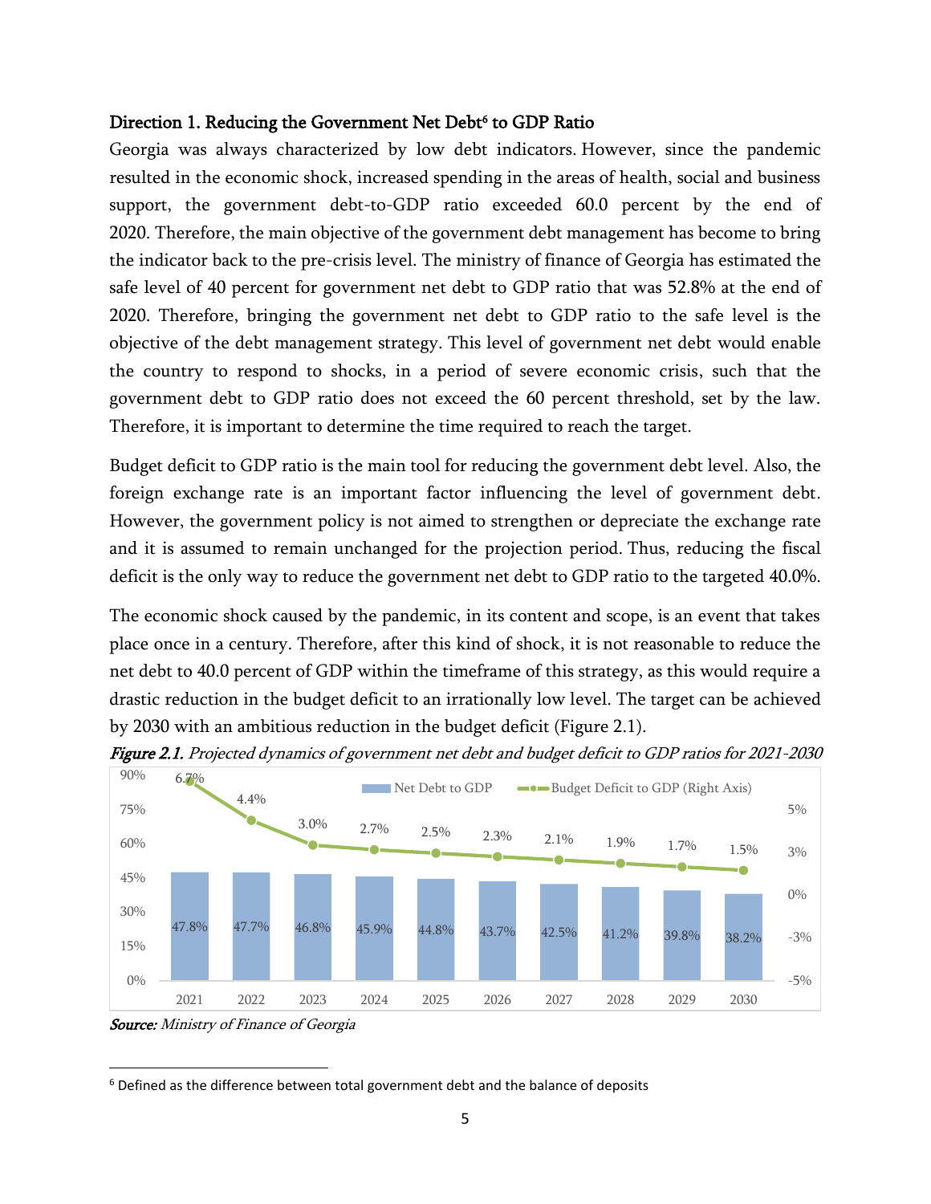### Direction 1. Reducing the Government Net Debt[6] to GDP Ratio

Georgia was always characterized by low debt indicators. However, since the pandemic resulted in the economic shock, increased spending in the areas of health, social and business support, the government debt-to-GDP ratio exceeded 60.0 percent by the end of 2020. Therefore, the main objective of the government debt management has become to bring the indicator back to the pre-crisis level. The ministry of finance of Georgia has estimated the safe level of 40 percent for government net debt to GDP ratio that was 52.8% at the end of 2020. Therefore, bringing the government net debt to GDP ratio to the safe level is the objective of the debt management strategy. This level of government net debt would enable the country to respond to shocks, in a period of severe economic crisis, such that the government debt to GDP ratio does not exceed the 60 percent threshold, set by the law. Therefore, it is important to determine the time required to reach the target.

Budget deficit to GDP ratio is the main tool for reducing the government debt level. Also, the foreign exchange rate is an important factor influencing the level of government debt. However, the government policy is not aimed to strengthen or depreciate the exchange rate and it is assumed to remain unchanged for the projection period. Thus, reducing the fiscal deficit is the only way to reduce the government net debt to GDP ratio to the targeted 40.0%.

The economic shock caused by the pandemic, in its content and scope, is an event that takes place once in a century. Therefore, after this kind of shock, it is not reasonable to reduce the net debt to 40.0 percent of GDP within the timeframe of this strategy, as this would require a drastic reduction in the budget deficit to an irrationally low level. The target can be achieved by 2030 with an ambitious reduction in the budget deficit (Figure 2.1).

***Figure 2.1.*** *Projected dynamics of government net debt and budget deficit to GDP ratios for 2021-2030*

| Year | Net Debt to GDP | Budget Deficit to GDP (Right Axis) |
|---|---|---|
| 2021 | 47.8% | 6.7% |
| 2022 | 47.7% | 4.4% |
| 2023 | 46.8% | 3.0% |
| 2024 | 45.9% | 2.7% |
| 2025 | 44.8% | 2.5% |
| 2026 | 43.7% | 2.3% |
| 2027 | 42.5% | 2.1% |
| 2028 | 41.2% | 1.9% |
| 2029 | 39.8% | 1.7% |
| 2030 | 38.2% | 1.5% |

***Source:*** *Ministry of Finance of Georgia*

[6] Defined as the difference between total government debt and the balance of deposits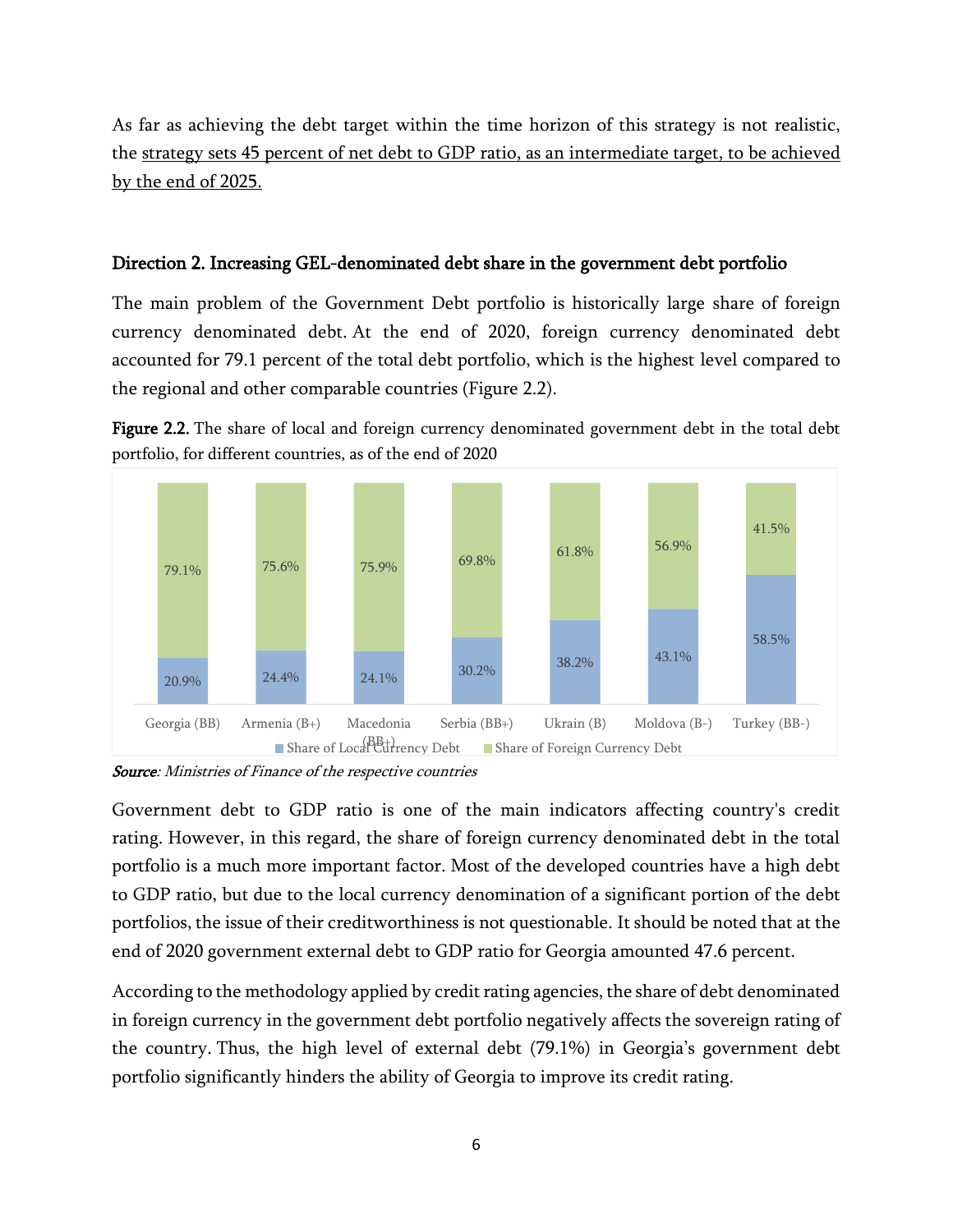As far as achieving the debt target within the time horizon of this strategy is not realistic, the strategy sets 45 percent of net debt to GDP ratio, as an intermediate target, to be achieved by the end of 2025.

### Direction 2. Increasing GEL-denominated debt share in the government debt portfolio

The main problem of the Government Debt portfolio is historically large share of foreign currency denominated debt. At the end of 2020, foreign currency denominated debt accounted for 79.1 percent of the total debt portfolio, which is the highest level compared to the regional and other comparable countries (Figure 2.2).

**Figure 2.2.** The share of local and foreign currency denominated government debt in the total debt portfolio, for different countries, as of the end of 2020

| | Georgia (BB) | Armenia (B+) | Macedonia (BB+) | Serbia (BB+) | Ukrain (B) | Moldova (B-) | Turkey (BB-) |
|---|---|---|---|---|---|---|---|
| Share of Local Currency Debt | 20.9% | 24.4% | 24.1% | 30.2% | 38.2% | 43.1% | 58.5% |
| Share of Foreign Currency Debt | 79.1% | 75.6% | 75.9% | 69.8% | 61.8% | 56.9% | 41.5% |

***Source**: Ministries of Finance of the respective countries*

Government debt to GDP ratio is one of the main indicators affecting country's credit rating. However, in this regard, the share of foreign currency denominated debt in the total portfolio is a much more important factor. Most of the developed countries have a high debt to GDP ratio, but due to the local currency denomination of a significant portion of the debt portfolios, the issue of their creditworthiness is not questionable. It should be noted that at the end of 2020 government external debt to GDP ratio for Georgia amounted 47.6 percent.

According to the methodology applied by credit rating agencies, the share of debt denominated in foreign currency in the government debt portfolio negatively affects the sovereign rating of the country. Thus, the high level of external debt (79.1%) in Georgia's government debt portfolio significantly hinders the ability of Georgia to improve its credit rating.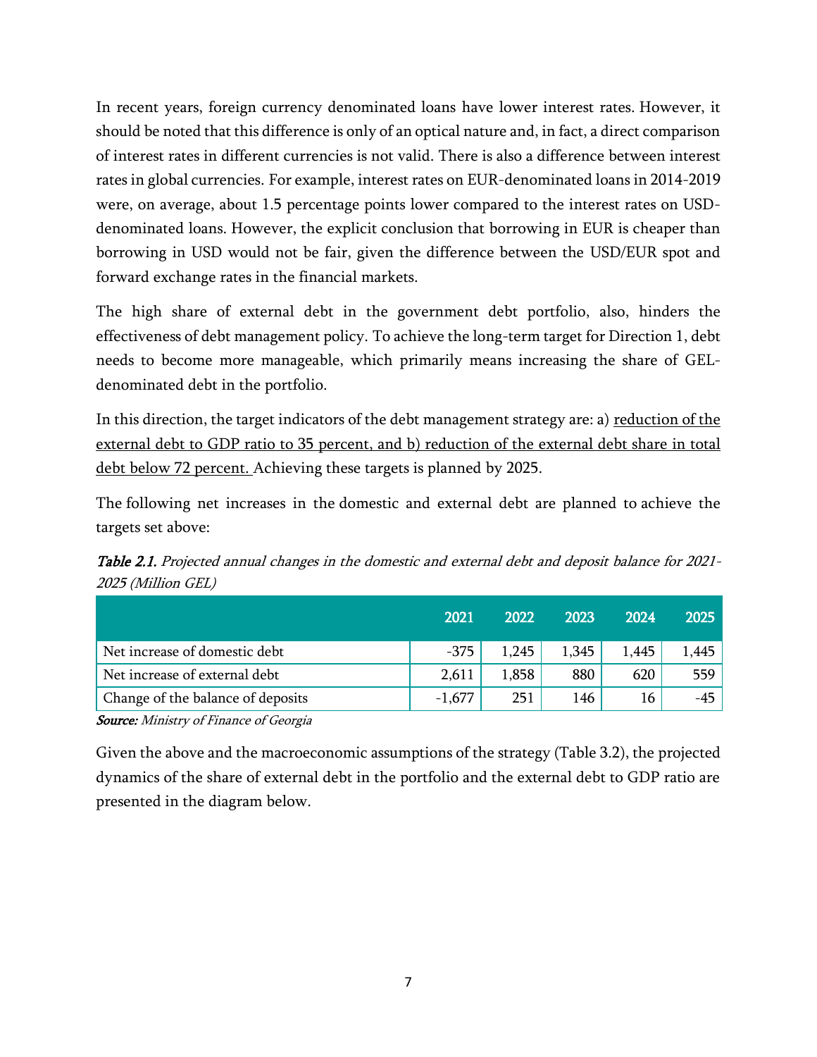In recent years, foreign currency denominated loans have lower interest rates. However, it should be noted that this difference is only of an optical nature and, in fact, a direct comparison of interest rates in different currencies is not valid. There is also a difference between interest rates in global currencies. For example, interest rates on EUR-denominated loans in 2014-2019 were, on average, about 1.5 percentage points lower compared to the interest rates on USD-denominated loans. However, the explicit conclusion that borrowing in EUR is cheaper than borrowing in USD would not be fair, given the difference between the USD/EUR spot and forward exchange rates in the financial markets.

The high share of external debt in the government debt portfolio, also, hinders the effectiveness of debt management policy. To achieve the long-term target for Direction 1, debt needs to become more manageable, which primarily means increasing the share of GEL-denominated debt in the portfolio.

In this direction, the target indicators of the debt management strategy are: a) <u>reduction of the external debt to GDP ratio to 35 percent, and b) reduction of the external debt share in total debt below 72 percent.</u> Achieving these targets is planned by 2025.

The following net increases in the domestic and external debt are planned to achieve the targets set above:

***Table 2.1.*** *Projected annual changes in the domestic and external debt and deposit balance for 2021-2025 (Million GEL)*

| | 2021 | 2022 | 2023 | 2024 | 2025 |
|---|---|---|---|---|---|
| Net increase of domestic debt | -375 | 1,245 | 1,345 | 1,445 | 1,445 |
| Net increase of external debt | 2,611 | 1,858 | 880 | 620 | 559 |
| Change of the balance of deposits | -1,677 | 251 | 146 | 16 | -45 |

***Source:*** *Ministry of Finance of Georgia*

Given the above and the macroeconomic assumptions of the strategy (Table 3.2), the projected dynamics of the share of external debt in the portfolio and the external debt to GDP ratio are presented in the diagram below.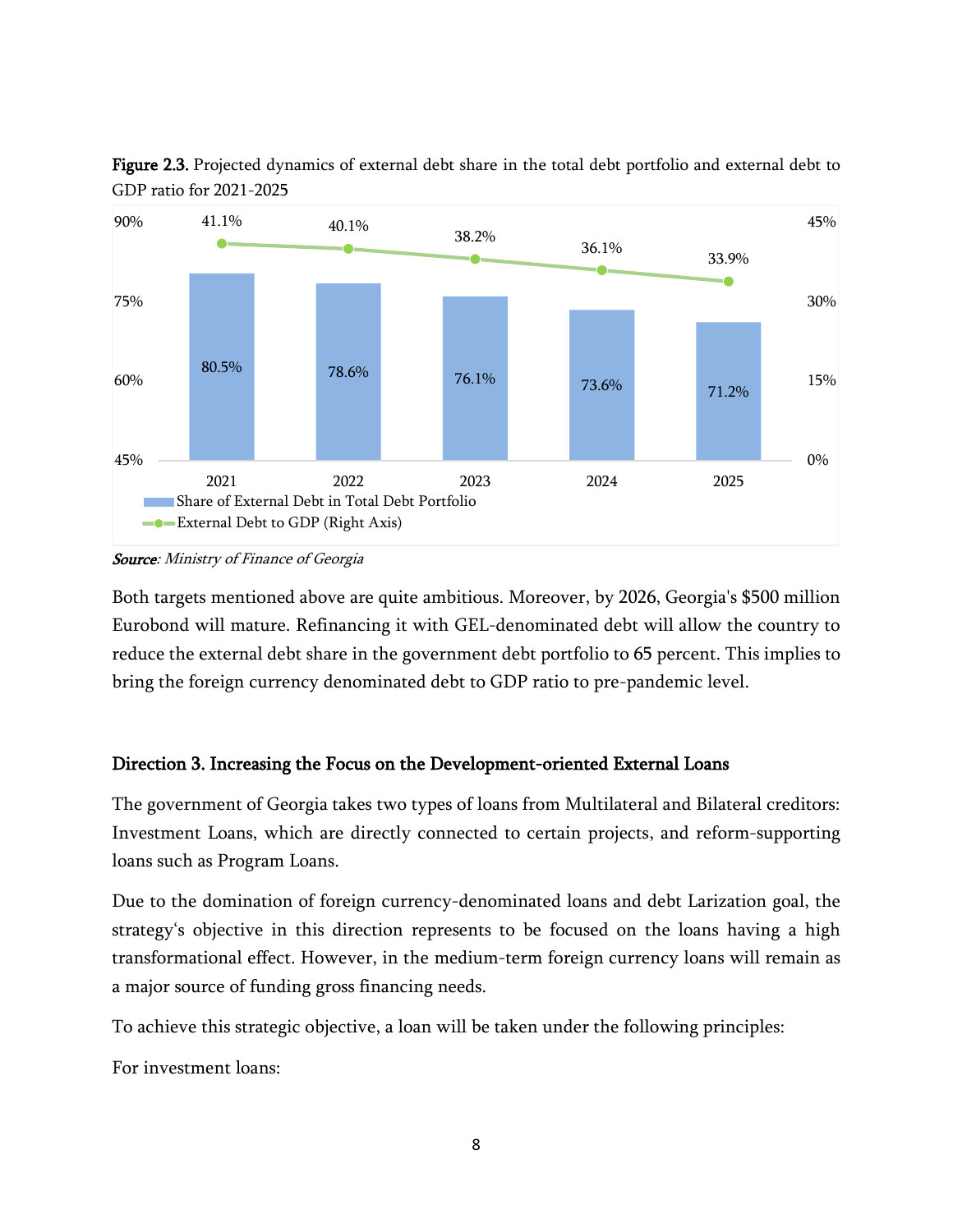**Figure 2.3.** Projected dynamics of external debt share in the total debt portfolio and external debt to GDP ratio for 2021-2025

| Year | Share of External Debt in Total Debt Portfolio | External Debt to GDP (Right Axis) |
|---|---|---|
| 2021 | 80.5% | 41.1% |
| 2022 | 78.6% | 40.1% |
| 2023 | 76.1% | 38.2% |
| 2024 | 73.6% | 36.1% |
| 2025 | 71.2% | 33.9% |

***Source**: Ministry of Finance of Georgia*

Both targets mentioned above are quite ambitious. Moreover, by 2026, Georgia's $500 million Eurobond will mature. Refinancing it with GEL-denominated debt will allow the country to reduce the external debt share in the government debt portfolio to 65 percent. This implies to bring the foreign currency denominated debt to GDP ratio to pre-pandemic level.

### Direction 3. Increasing the Focus on the Development-oriented External Loans

The government of Georgia takes two types of loans from Multilateral and Bilateral creditors: Investment Loans, which are directly connected to certain projects, and reform-supporting loans such as Program Loans.

Due to the domination of foreign currency-denominated loans and debt Larization goal, the strategy's objective in this direction represents to be focused on the loans having a high transformational effect. However, in the medium-term foreign currency loans will remain as a major source of funding gross financing needs.

To achieve this strategic objective, a loan will be taken under the following principles:

For investment loans: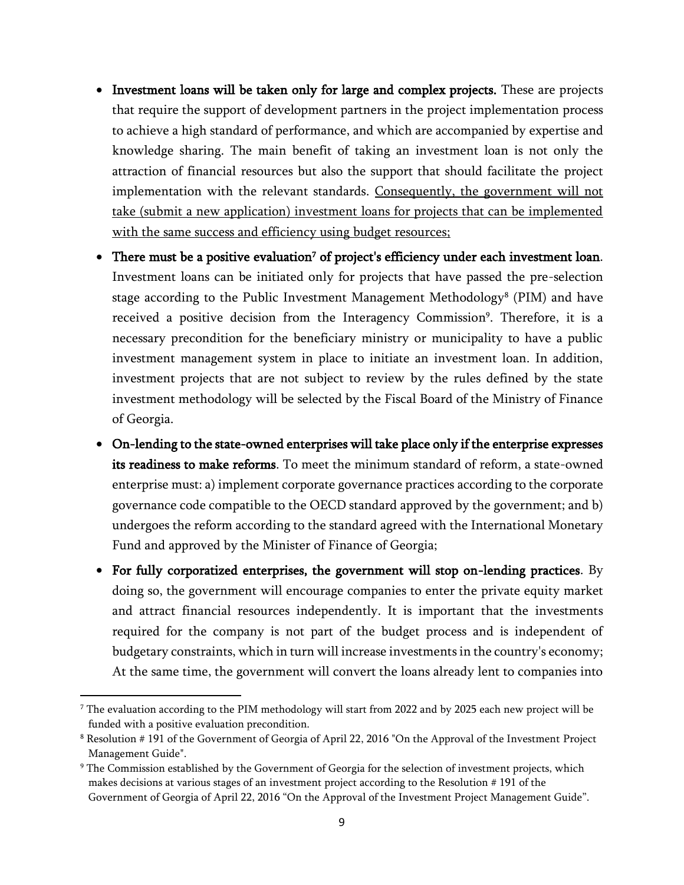- **Investment loans will be taken only for large and complex projects.** These are projects that require the support of development partners in the project implementation process to achieve a high standard of performance, and which are accompanied by expertise and knowledge sharing. The main benefit of taking an investment loan is not only the attraction of financial resources but also the support that should facilitate the project implementation with the relevant standards. <u>Consequently, the government will not take (submit a new application) investment loans for projects that can be implemented with the same success and efficiency using budget resources;</u>
- **There must be a positive evaluation[7] of project's efficiency under each investment loan**. Investment loans can be initiated only for projects that have passed the pre-selection stage according to the Public Investment Management Methodology[8] (PIM) and have received a positive decision from the Interagency Commission[9]. Therefore, it is a necessary precondition for the beneficiary ministry or municipality to have a public investment management system in place to initiate an investment loan. In addition, investment projects that are not subject to review by the rules defined by the state investment methodology will be selected by the Fiscal Board of the Ministry of Finance of Georgia.
- **On-lending to the state-owned enterprises will take place only if the enterprise expresses its readiness to make reforms**. To meet the minimum standard of reform, a state-owned enterprise must: a) implement corporate governance practices according to the corporate governance code compatible to the OECD standard approved by the government; and b) undergoes the reform according to the standard agreed with the International Monetary Fund and approved by the Minister of Finance of Georgia;
- **For fully corporatized enterprises, the government will stop on-lending practices**. By doing so, the government will encourage companies to enter the private equity market and attract financial resources independently. It is important that the investments required for the company is not part of the budget process and is independent of budgetary constraints, which in turn will increase investments in the country's economy; At the same time, the government will convert the loans already lent to companies into

---

[7] The evaluation according to the PIM methodology will start from 2022 and by 2025 each new project will be funded with a positive evaluation precondition.

[8] Resolution # 191 of the Government of Georgia of April 22, 2016 "On the Approval of the Investment Project Management Guide".

[9] The Commission established by the Government of Georgia for the selection of investment projects, which makes decisions at various stages of an investment project according to the Resolution # 191 of the Government of Georgia of April 22, 2016 "On the Approval of the Investment Project Management Guide".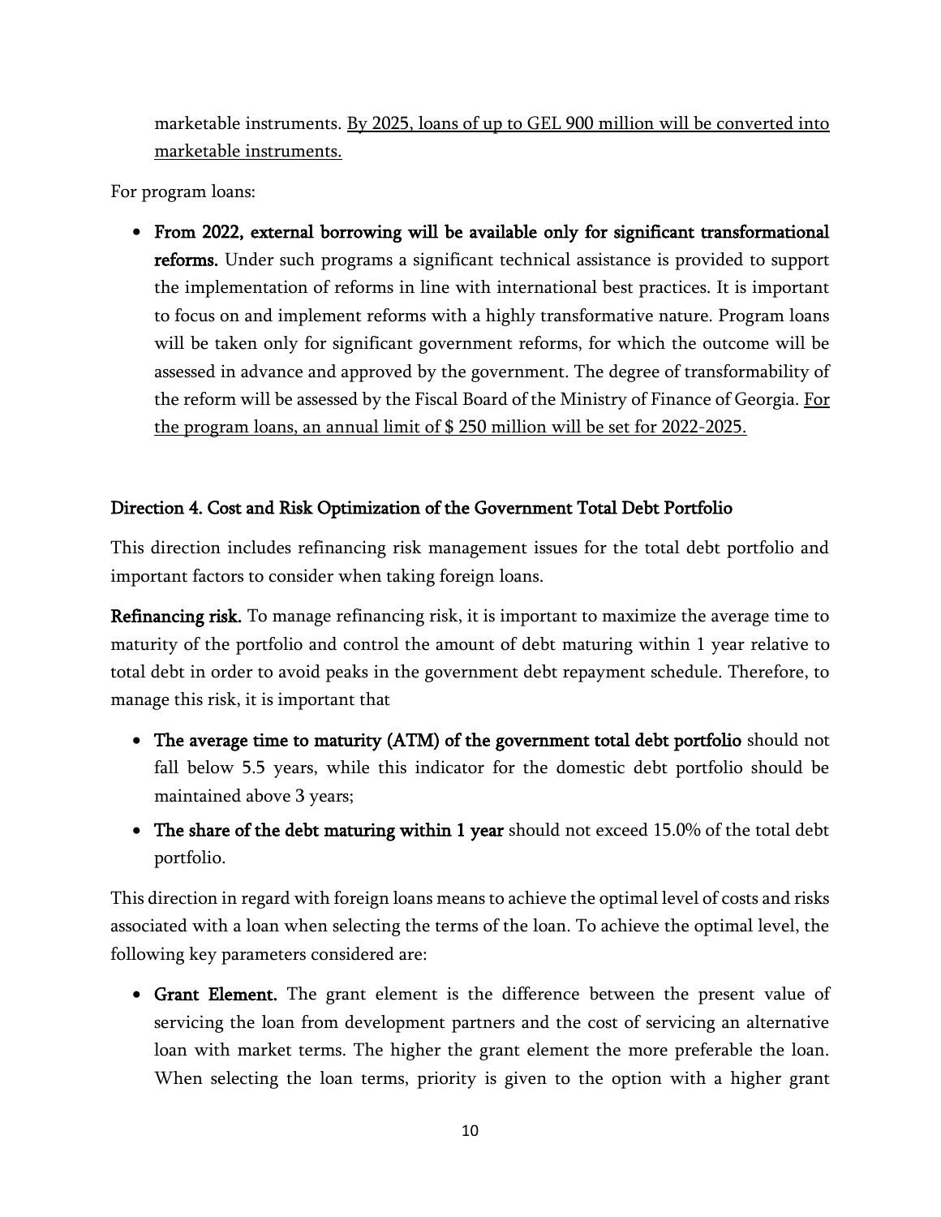marketable instruments. By 2025, loans of up to GEL 900 million will be converted into marketable instruments.

For program loans:

- **From 2022, external borrowing will be available only for significant transformational reforms.** Under such programs a significant technical assistance is provided to support the implementation of reforms in line with international best practices. It is important to focus on and implement reforms with a highly transformative nature. Program loans will be taken only for significant government reforms, for which the outcome will be assessed in advance and approved by the government. The degree of transformability of the reform will be assessed by the Fiscal Board of the Ministry of Finance of Georgia. For the program loans, an annual limit of $ 250 million will be set for 2022-2025.

### Direction 4. Cost and Risk Optimization of the Government Total Debt Portfolio

This direction includes refinancing risk management issues for the total debt portfolio and important factors to consider when taking foreign loans.

**Refinancing risk.** To manage refinancing risk, it is important to maximize the average time to maturity of the portfolio and control the amount of debt maturing within 1 year relative to total debt in order to avoid peaks in the government debt repayment schedule. Therefore, to manage this risk, it is important that

- **The average time to maturity (ATM) of the government total debt portfolio** should not fall below 5.5 years, while this indicator for the domestic debt portfolio should be maintained above 3 years;
- **The share of the debt maturing within 1 year** should not exceed 15.0% of the total debt portfolio.

This direction in regard with foreign loans means to achieve the optimal level of costs and risks associated with a loan when selecting the terms of the loan. To achieve the optimal level, the following key parameters considered are:

- **Grant Element.** The grant element is the difference between the present value of servicing the loan from development partners and the cost of servicing an alternative loan with market terms. The higher the grant element the more preferable the loan. When selecting the loan terms, priority is given to the option with a higher grant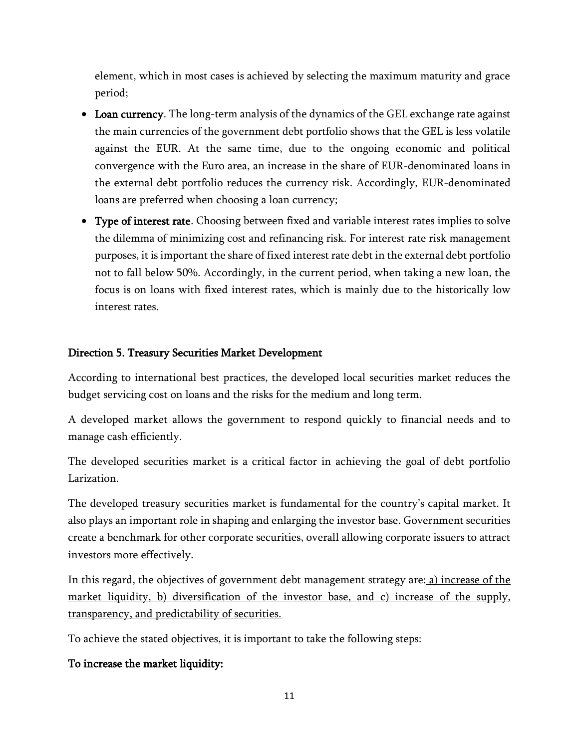element, which in most cases is achieved by selecting the maximum maturity and grace period;

- **Loan currency**. The long-term analysis of the dynamics of the GEL exchange rate against the main currencies of the government debt portfolio shows that the GEL is less volatile against the EUR. At the same time, due to the ongoing economic and political convergence with the Euro area, an increase in the share of EUR-denominated loans in the external debt portfolio reduces the currency risk. Accordingly, EUR-denominated loans are preferred when choosing a loan currency;
- **Type of interest rate**. Choosing between fixed and variable interest rates implies to solve the dilemma of minimizing cost and refinancing risk. For interest rate risk management purposes, it is important the share of fixed interest rate debt in the external debt portfolio not to fall below 50%. Accordingly, in the current period, when taking a new loan, the focus is on loans with fixed interest rates, which is mainly due to the historically low interest rates.

## Direction 5. Treasury Securities Market Development

According to international best practices, the developed local securities market reduces the budget servicing cost on loans and the risks for the medium and long term.

A developed market allows the government to respond quickly to financial needs and to manage cash efficiently.

The developed securities market is a critical factor in achieving the goal of debt portfolio Larization.

The developed treasury securities market is fundamental for the country's capital market. It also plays an important role in shaping and enlarging the investor base. Government securities create a benchmark for other corporate securities, overall allowing corporate issuers to attract investors more effectively.

In this regard, the objectives of government debt management strategy are: <u>a) increase of the market liquidity, b) diversification of the investor base, and c) increase of the supply, transparency, and predictability of securities.</u>

To achieve the stated objectives, it is important to take the following steps:

**To increase the market liquidity:**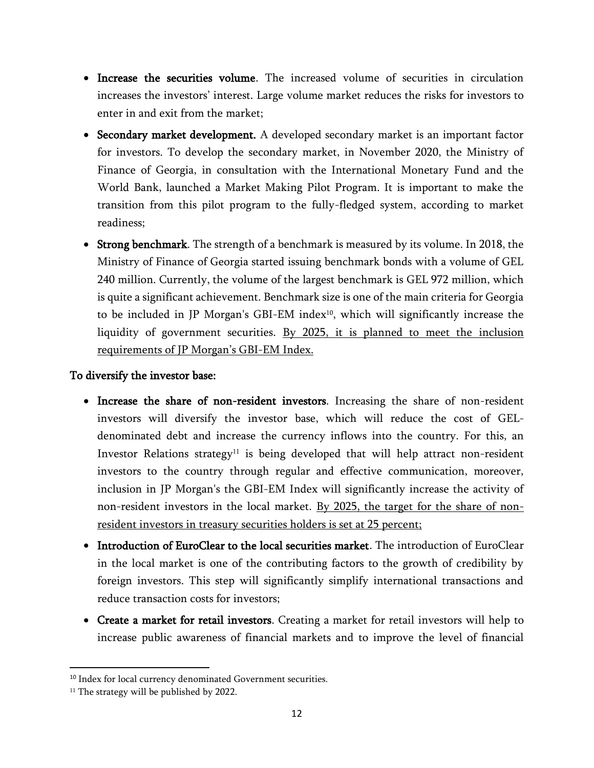- **Increase the securities volume**. The increased volume of securities in circulation increases the investors' interest. Large volume market reduces the risks for investors to enter in and exit from the market;
- **Secondary market development.** A developed secondary market is an important factor for investors. To develop the secondary market, in November 2020, the Ministry of Finance of Georgia, in consultation with the International Monetary Fund and the World Bank, launched a Market Making Pilot Program. It is important to make the transition from this pilot program to the fully-fledged system, according to market readiness;
- **Strong benchmark**. The strength of a benchmark is measured by its volume. In 2018, the Ministry of Finance of Georgia started issuing benchmark bonds with a volume of GEL 240 million. Currently, the volume of the largest benchmark is GEL 972 million, which is quite a significant achievement. Benchmark size is one of the main criteria for Georgia to be included in JP Morgan's GBI-EM index[10], which will significantly increase the liquidity of government securities. <u>By 2025, it is planned to meet the inclusion requirements of JP Morgan's GBI-EM Index.</u>

**To diversify the investor base:**

- **Increase the share of non-resident investors**. Increasing the share of non-resident investors will diversify the investor base, which will reduce the cost of GEL-denominated debt and increase the currency inflows into the country. For this, an Investor Relations strategy[11] is being developed that will help attract non-resident investors to the country through regular and effective communication, moreover, inclusion in JP Morgan's the GBI-EM Index will significantly increase the activity of non-resident investors in the local market. <u>By 2025, the target for the share of non-resident investors in treasury securities holders is set at 25 percent;</u>
- **Introduction of EuroClear to the local securities market**. The introduction of EuroClear in the local market is one of the contributing factors to the growth of credibility by foreign investors. This step will significantly simplify international transactions and reduce transaction costs for investors;
- **Create a market for retail investors**. Creating a market for retail investors will help to increase public awareness of financial markets and to improve the level of financial

---

[10] Index for local currency denominated Government securities.

[11] The strategy will be published by 2022.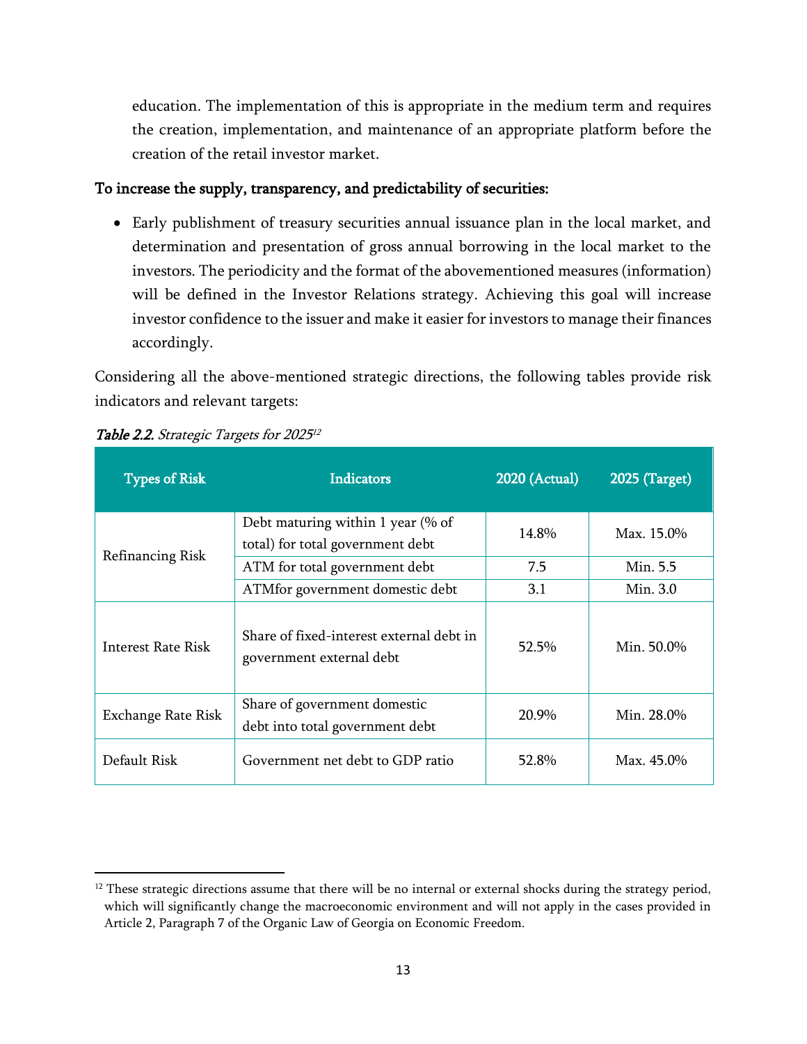education. The implementation of this is appropriate in the medium term and requires the creation, implementation, and maintenance of an appropriate platform before the creation of the retail investor market.

**To increase the supply, transparency, and predictability of securities:**

- Early publishment of treasury securities annual issuance plan in the local market, and determination and presentation of gross annual borrowing in the local market to the investors. The periodicity and the format of the abovementioned measures (information) will be defined in the Investor Relations strategy. Achieving this goal will increase investor confidence to the issuer and make it easier for investors to manage their finances accordingly.

Considering all the above-mentioned strategic directions, the following tables provide risk indicators and relevant targets:

***Table 2.2.*** *Strategic Targets for 2025*[12]

| Types of Risk | Indicators | 2020 (Actual) | 2025 (Target) |
|---|---|---|---|
| Refinancing Risk | Debt maturing within 1 year (% of total) for total government debt | 14.8% | Max. 15.0% |
| | ATM for total government debt | 7.5 | Min. 5.5 |
| | ATMfor government domestic debt | 3.1 | Min. 3.0 |
| Interest Rate Risk | Share of fixed-interest external debt in government external debt | 52.5% | Min. 50.0% |
| Exchange Rate Risk | Share of government domestic debt into total government debt | 20.9% | Min. 28.0% |
| Default Risk | Government net debt to GDP ratio | 52.8% | Max. 45.0% |

[12] These strategic directions assume that there will be no internal or external shocks during the strategy period, which will significantly change the macroeconomic environment and will not apply in the cases provided in Article 2, Paragraph 7 of the Organic Law of Georgia on Economic Freedom.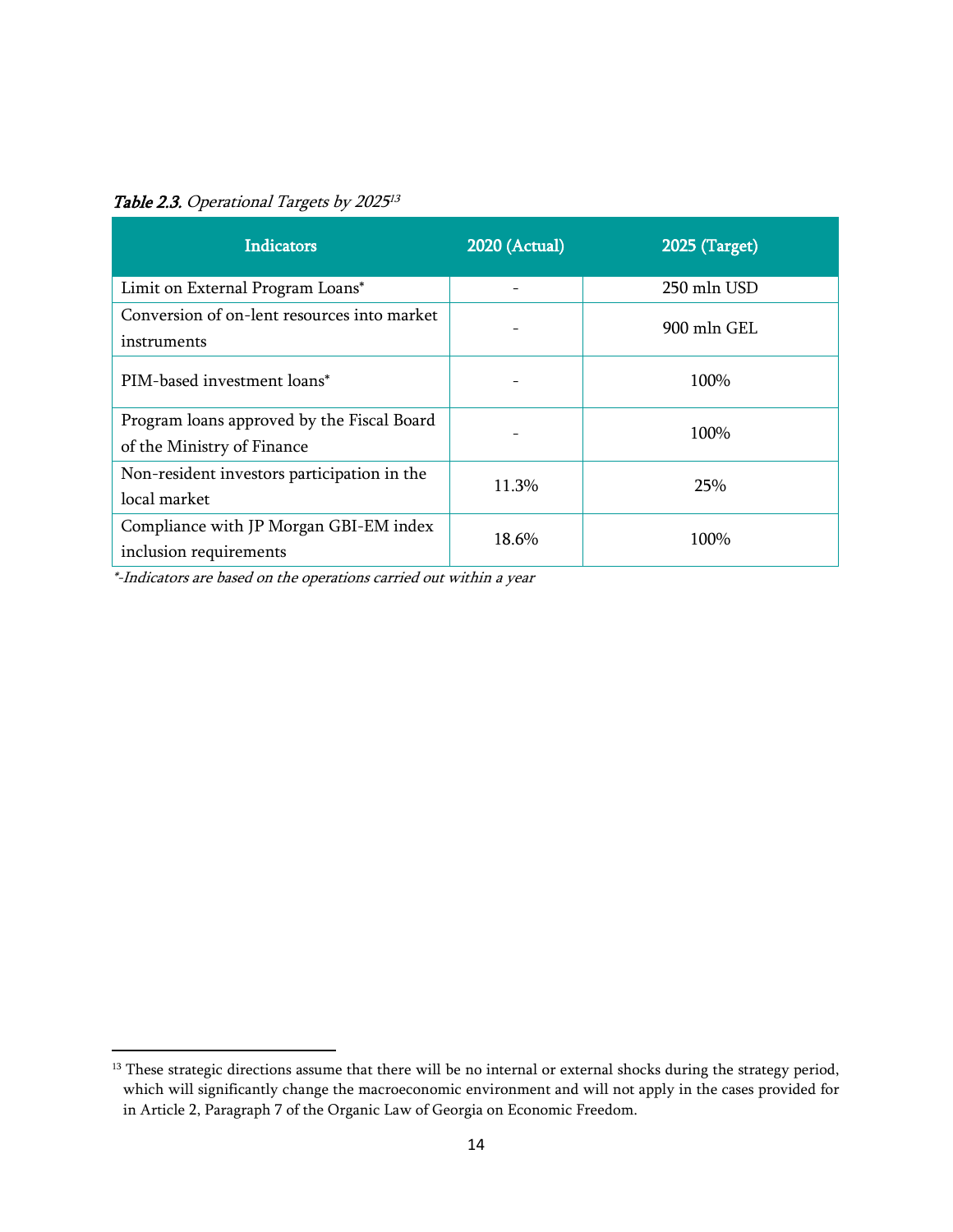*Table 2.3. Operational Targets by 2025*[13]

| Indicators | 2020 (Actual) | 2025 (Target) |
|---|---|---|
| Limit on External Program Loans* | - | 250 mln USD |
| Conversion of on-lent resources into market instruments | - | 900 mln GEL |
| PIM-based investment loans* | - | 100% |
| Program loans approved by the Fiscal Board of the Ministry of Finance | - | 100% |
| Non-resident investors participation in the local market | 11.3% | 25% |
| Compliance with JP Morgan GBI-EM index inclusion requirements | 18.6% | 100% |

*\*-Indicators are based on the operations carried out within a year*

[13] These strategic directions assume that there will be no internal or external shocks during the strategy period, which will significantly change the macroeconomic environment and will not apply in the cases provided for in Article 2, Paragraph 7 of the Organic Law of Georgia on Economic Freedom.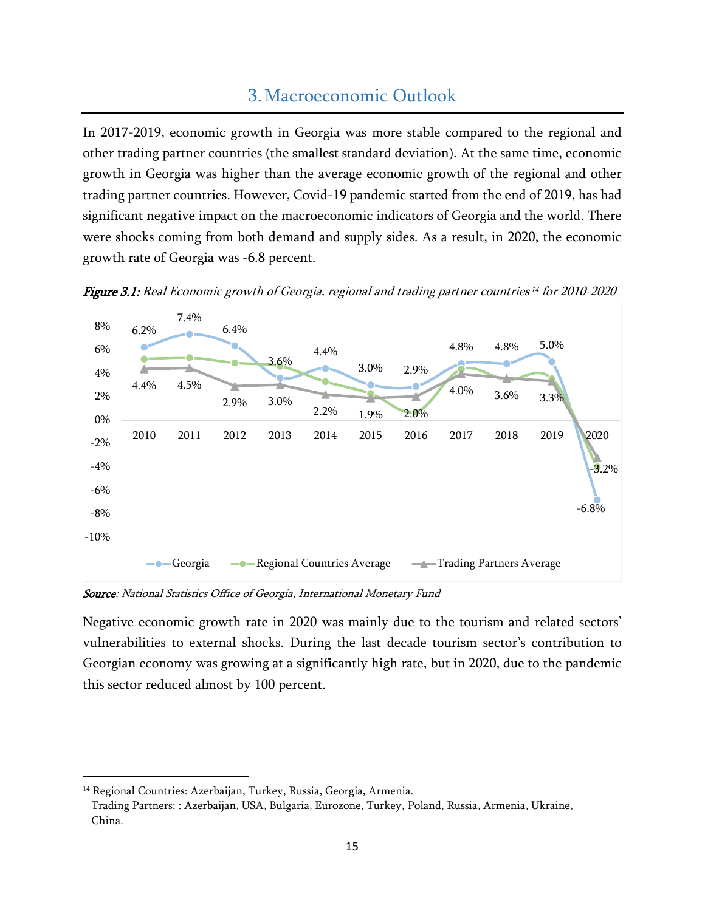# 3. Macroeconomic Outlook

In 2017-2019, economic growth in Georgia was more stable compared to the regional and other trading partner countries (the smallest standard deviation). At the same time, economic growth in Georgia was higher than the average economic growth of the regional and other trading partner countries. However, Covid-19 pandemic started from the end of 2019, has had significant negative impact on the macroeconomic indicators of Georgia and the world. There were shocks coming from both demand and supply sides. As a result, in 2020, the economic growth rate of Georgia was -6.8 percent.

***Figure 3.1:*** *Real Economic growth of Georgia, regional and trading partner countries[14] for 2010-2020*

| Year | Georgia | Trading Partners Average |
|---|---|---|
| 2010 | 6.2% | 4.4% |
| 2011 | 7.4% | 4.5% |
| 2012 | 6.4% | 2.9% |
| 2013 | 3.6% | 3.0% |
| 2014 | 4.4% | 2.2% |
| 2015 | 3.0% | 1.9% |
| 2016 | 2.9% | 2.0% |
| 2017 | 4.8% | 4.0% |
| 2018 | 4.8% | 3.6% |
| 2019 | 5.0% | 3.3% |
| 2020 | -6.8% | -3.2% |

***Source***: *National Statistics Office of Georgia, International Monetary Fund*

Negative economic growth rate in 2020 was mainly due to the tourism and related sectors' vulnerabilities to external shocks. During the last decade tourism sector's contribution to Georgian economy was growing at a significantly high rate, but in 2020, due to the pandemic this sector reduced almost by 100 percent.

---

[14] Regional Countries: Azerbaijan, Turkey, Russia, Georgia, Armenia.
Trading Partners: : Azerbaijan, USA, Bulgaria, Eurozone, Turkey, Poland, Russia, Armenia, Ukraine, China.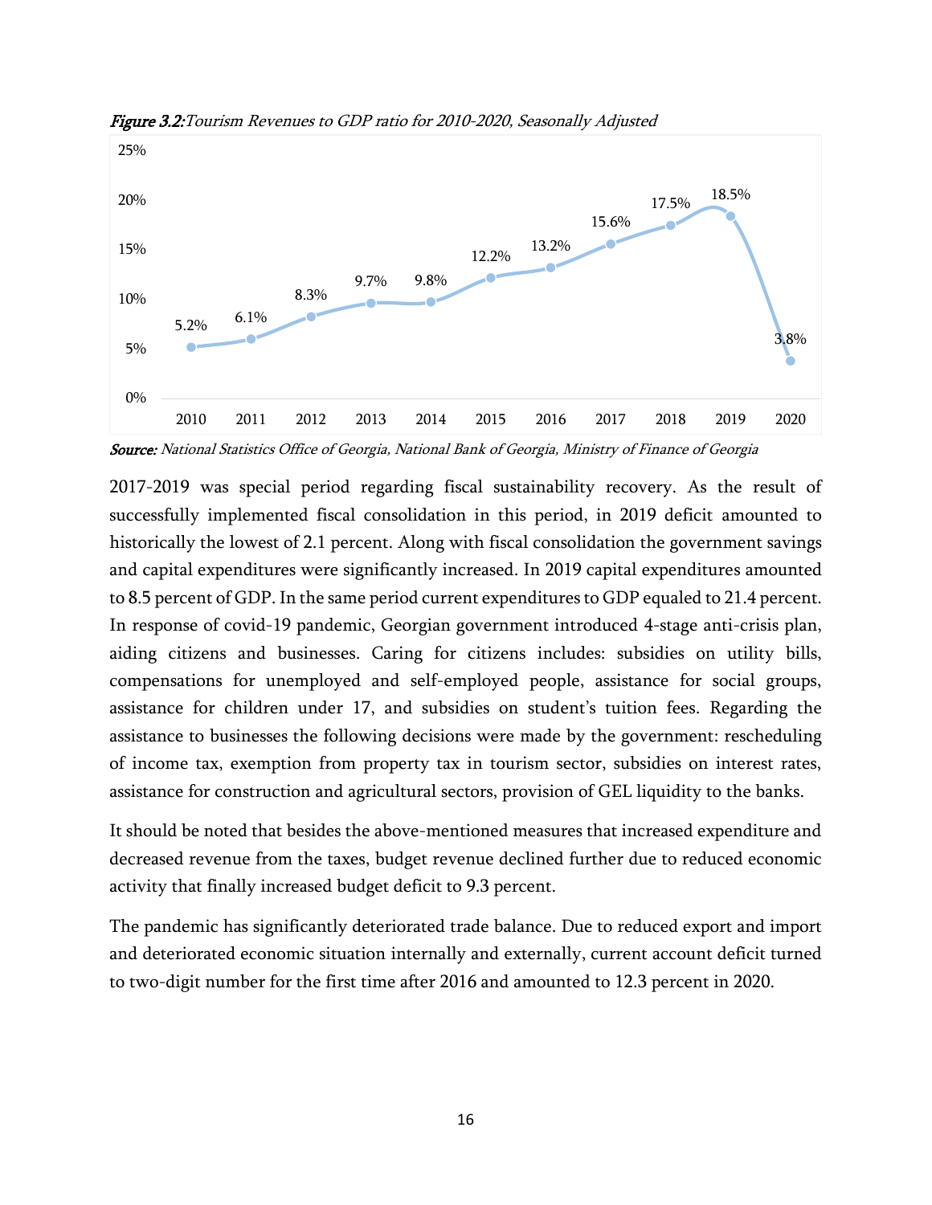***Figure 3.2:*** *Tourism Revenues to GDP ratio for 2010-2020, Seasonally Adjusted*

| Year | Tourism Revenues to GDP |
|---|---|
| 2010 | 5.2% |
| 2011 | 6.1% |
| 2012 | 8.3% |
| 2013 | 9.7% |
| 2014 | 9.8% |
| 2015 | 12.2% |
| 2016 | 13.2% |
| 2017 | 15.6% |
| 2018 | 17.5% |
| 2019 | 18.5% |
| 2020 | 3.8% |

***Source:*** *National Statistics Office of Georgia, National Bank of Georgia, Ministry of Finance of Georgia*

2017-2019 was special period regarding fiscal sustainability recovery. As the result of successfully implemented fiscal consolidation in this period, in 2019 deficit amounted to historically the lowest of 2.1 percent. Along with fiscal consolidation the government savings and capital expenditures were significantly increased. In 2019 capital expenditures amounted to 8.5 percent of GDP. In the same period current expenditures to GDP equaled to 21.4 percent. In response of covid-19 pandemic, Georgian government introduced 4-stage anti-crisis plan, aiding citizens and businesses. Caring for citizens includes: subsidies on utility bills, compensations for unemployed and self-employed people, assistance for social groups, assistance for children under 17, and subsidies on student's tuition fees. Regarding the assistance to businesses the following decisions were made by the government: rescheduling of income tax, exemption from property tax in tourism sector, subsidies on interest rates, assistance for construction and agricultural sectors, provision of GEL liquidity to the banks.

It should be noted that besides the above-mentioned measures that increased expenditure and decreased revenue from the taxes, budget revenue declined further due to reduced economic activity that finally increased budget deficit to 9.3 percent.

The pandemic has significantly deteriorated trade balance. Due to reduced export and import and deteriorated economic situation internally and externally, current account deficit turned to two-digit number for the first time after 2016 and amounted to 12.3 percent in 2020.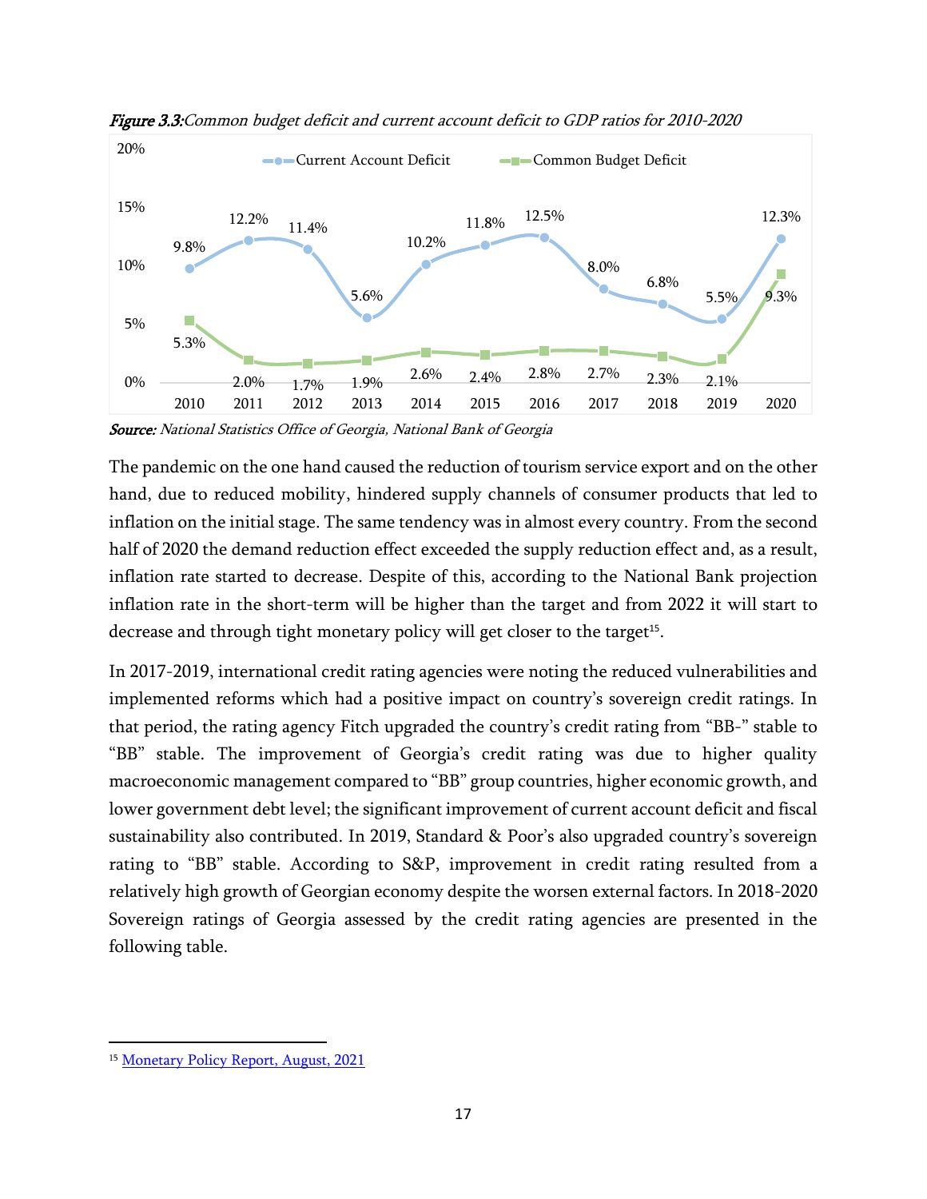*Figure 3.3:* *Common budget deficit and current account deficit to GDP ratios for 2010-2020*

| Year | Current Account Deficit | Common Budget Deficit |
|---|---|---|
| 2010 | 9.8% | 5.3% |
| 2011 | 12.2% | 2.0% |
| 2012 | 11.4% | 1.7% |
| 2013 | 5.6% | 1.9% |
| 2014 | 10.2% | 2.6% |
| 2015 | 11.8% | 2.4% |
| 2016 | 12.5% | 2.8% |
| 2017 | 8.0% | 2.7% |
| 2018 | 6.8% | 2.3% |
| 2019 | 5.5% | 2.1% |
| 2020 | 12.3% | 9.3% |

***Source:*** *National Statistics Office of Georgia, National Bank of Georgia*

The pandemic on the one hand caused the reduction of tourism service export and on the other hand, due to reduced mobility, hindered supply channels of consumer products that led to inflation on the initial stage. The same tendency was in almost every country. From the second half of 2020 the demand reduction effect exceeded the supply reduction effect and, as a result, inflation rate started to decrease. Despite of this, according to the National Bank projection inflation rate in the short-term will be higher than the target and from 2022 it will start to decrease and through tight monetary policy will get closer to the target[15].

In 2017-2019, international credit rating agencies were noting the reduced vulnerabilities and implemented reforms which had a positive impact on country's sovereign credit ratings. In that period, the rating agency Fitch upgraded the country's credit rating from "BB-" stable to "BB" stable. The improvement of Georgia's credit rating was due to higher quality macroeconomic management compared to "BB" group countries, higher economic growth, and lower government debt level; the significant improvement of current account deficit and fiscal sustainability also contributed. In 2019, Standard & Poor's also upgraded country's sovereign rating to "BB" stable. According to S&P, improvement in credit rating resulted from a relatively high growth of Georgian economy despite the worsen external factors. In 2018-2020 Sovereign ratings of Georgia assessed by the credit rating agencies are presented in the following table.

[15] Monetary Policy Report, August, 2021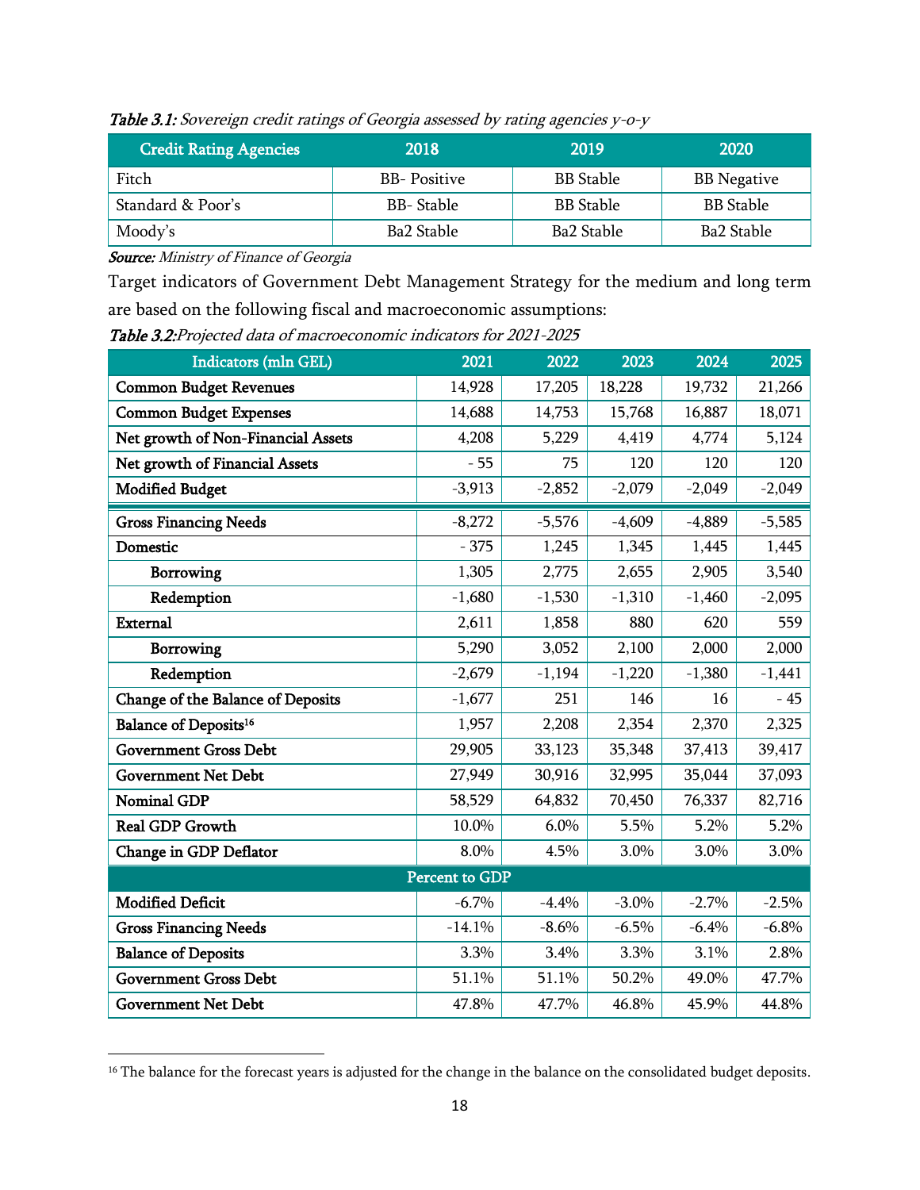***Table 3.1:*** *Sovereign credit ratings of Georgia assessed by rating agencies y-o-y*

| Credit Rating Agencies | 2018 | 2019 | 2020 |
|---|---|---|---|
| Fitch | BB- Positive | BB Stable | BB Negative |
| Standard & Poor's | BB- Stable | BB Stable | BB Stable |
| Moody's | Ba2 Stable | Ba2 Stable | Ba2 Stable |

***Source:*** *Ministry of Finance of Georgia*

Target indicators of Government Debt Management Strategy for the medium and long term are based on the following fiscal and macroeconomic assumptions:

***Table 3.2:*** *Projected data of macroeconomic indicators for 2021-2025*

| Indicators (mln GEL) | 2021 | 2022 | 2023 | 2024 | 2025 |
|---|---|---|---|---|---|
| **Common Budget Revenues** | 14,928 | 17,205 | 18,228 | 19,732 | 21,266 |
| **Common Budget Expenses** | 14,688 | 14,753 | 15,768 | 16,887 | 18,071 |
| **Net growth of Non-Financial Assets** | 4,208 | 5,229 | 4,419 | 4,774 | 5,124 |
| **Net growth of Financial Assets** | - 55 | 75 | 120 | 120 | 120 |
| **Modified Budget** | -3,913 | -2,852 | -2,079 | -2,049 | -2,049 |
| **Gross Financing Needs** | -8,272 | -5,576 | -4,609 | -4,889 | -5,585 |
| **Domestic** | - 375 | 1,245 | 1,345 | 1,445 | 1,445 |
| **Borrowing** | 1,305 | 2,775 | 2,655 | 2,905 | 3,540 |
| **Redemption** | -1,680 | -1,530 | -1,310 | -1,460 | -2,095 |
| **External** | 2,611 | 1,858 | 880 | 620 | 559 |
| **Borrowing** | 5,290 | 3,052 | 2,100 | 2,000 | 2,000 |
| **Redemption** | -2,679 | -1,194 | -1,220 | -1,380 | -1,441 |
| **Change of the Balance of Deposits** | -1,677 | 251 | 146 | 16 | - 45 |
| **Balance of Deposits**[16] | 1,957 | 2,208 | 2,354 | 2,370 | 2,325 |
| **Government Gross Debt** | 29,905 | 33,123 | 35,348 | 37,413 | 39,417 |
| **Government Net Debt** | 27,949 | 30,916 | 32,995 | 35,044 | 37,093 |
| **Nominal GDP** | 58,529 | 64,832 | 70,450 | 76,337 | 82,716 |
| **Real GDP Growth** | 10.0% | 6.0% | 5.5% | 5.2% | 5.2% |
| **Change in GDP Deflator** | 8.0% | 4.5% | 3.0% | 3.0% | 3.0% |
| **Percent to GDP** | | | | | |
| **Modified Deficit** | -6.7% | -4.4% | -3.0% | -2.7% | -2.5% |
| **Gross Financing Needs** | -14.1% | -8.6% | -6.5% | -6.4% | -6.8% |
| **Balance of Deposits** | 3.3% | 3.4% | 3.3% | 3.1% | 2.8% |
| **Government Gross Debt** | 51.1% | 51.1% | 50.2% | 49.0% | 47.7% |
| **Government Net Debt** | 47.8% | 47.7% | 46.8% | 45.9% | 44.8% |

[16] The balance for the forecast years is adjusted for the change in the balance on the consolidated budget deposits.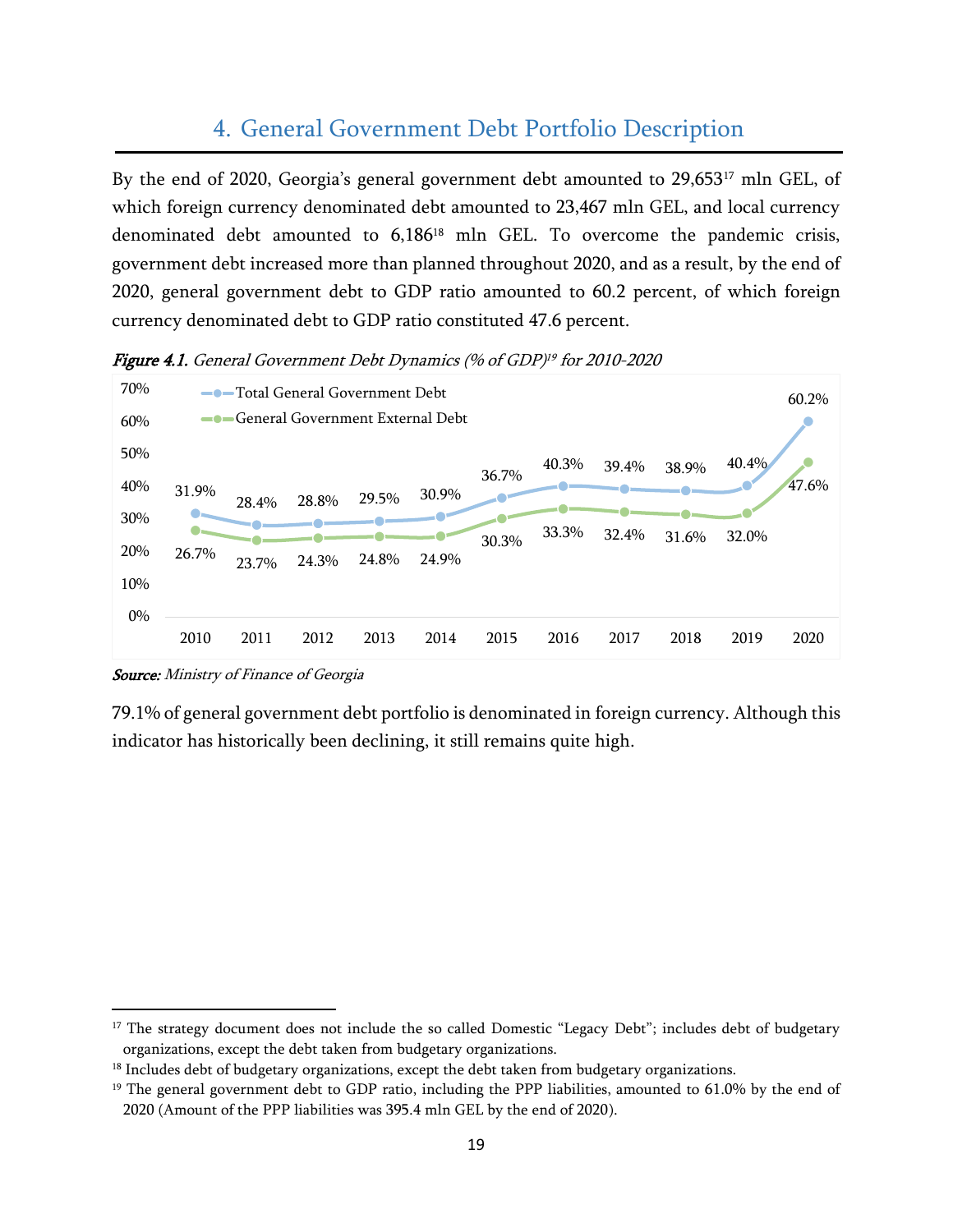# 4. General Government Debt Portfolio Description

By the end of 2020, Georgia's general government debt amounted to 29,653[17] mln GEL, of which foreign currency denominated debt amounted to 23,467 mln GEL, and local currency denominated debt amounted to 6,186[18] mln GEL. To overcome the pandemic crisis, government debt increased more than planned throughout 2020, and as a result, by the end of 2020, general government debt to GDP ratio amounted to 60.2 percent, of which foreign currency denominated debt to GDP ratio constituted 47.6 percent.

***Figure 4.1.*** *General Government Debt Dynamics (% of GDP)[19] for 2010-2020*

| | 2010 | 2011 | 2012 | 2013 | 2014 | 2015 | 2016 | 2017 | 2018 | 2019 | 2020 |
|---|---|---|---|---|---|---|---|---|---|---|---|
| Total General Government Debt | 31.9% | 28.4% | 28.8% | 29.5% | 30.9% | 36.7% | 40.3% | 39.4% | 38.9% | 40.4% | 60.2% |
| General Government External Debt | 26.7% | 23.7% | 24.3% | 24.8% | 24.9% | 30.3% | 33.3% | 32.4% | 31.6% | 32.0% | 47.6% |

***Source:*** *Ministry of Finance of Georgia*

79.1% of general government debt portfolio is denominated in foreign currency. Although this indicator has historically been declining, it still remains quite high.

[17] The strategy document does not include the so called Domestic "Legacy Debt"; includes debt of budgetary organizations, except the debt taken from budgetary organizations.

[18] Includes debt of budgetary organizations, except the debt taken from budgetary organizations.

[19] The general government debt to GDP ratio, including the PPP liabilities, amounted to 61.0% by the end of 2020 (Amount of the PPP liabilities was 395.4 mln GEL by the end of 2020).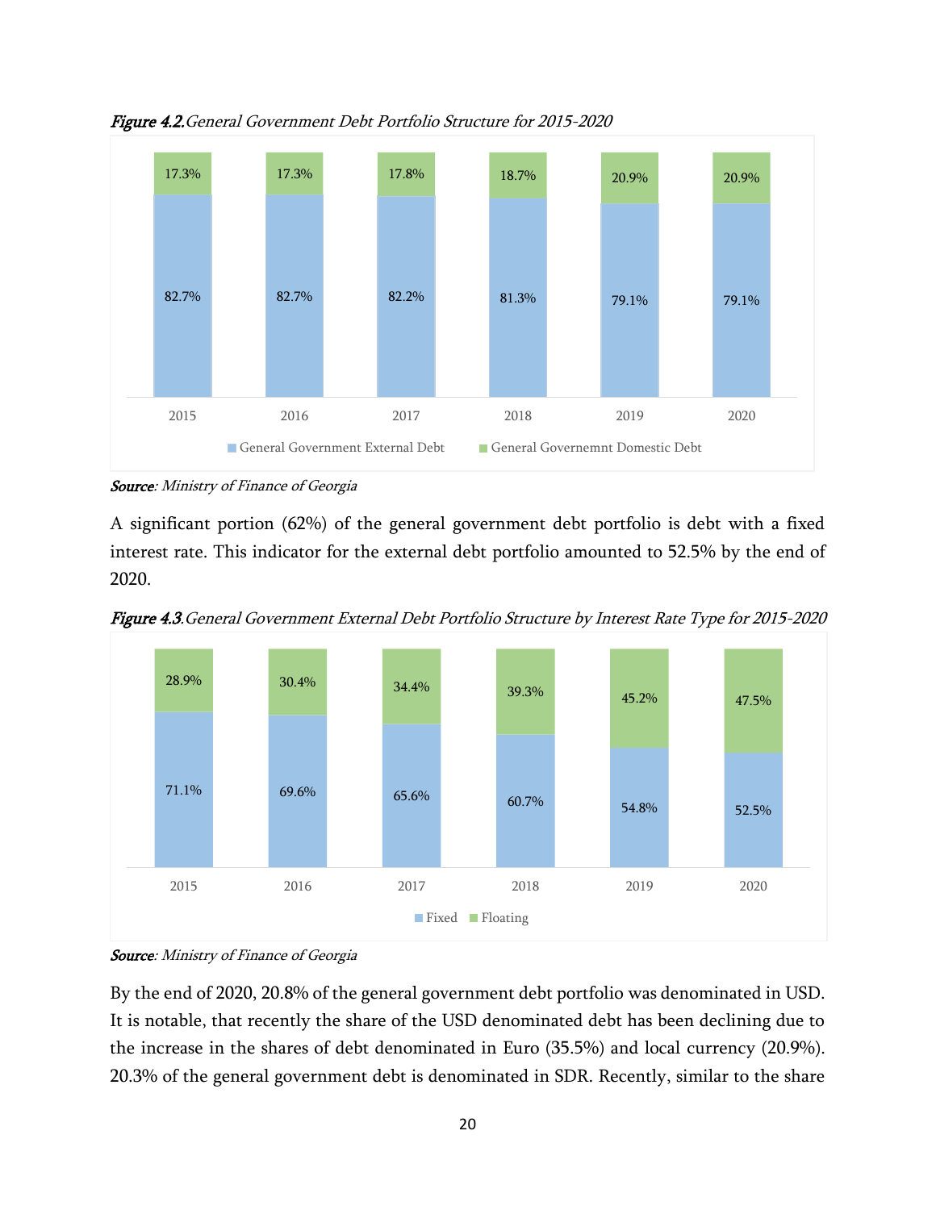*Figure 4.2.* General Government Debt Portfolio Structure for 2015-2020

| | 2015 | 2016 | 2017 | 2018 | 2019 | 2020 |
|---|---|---|---|---|---|---|
| General Government External Debt | 82.7% | 82.7% | 82.2% | 81.3% | 79.1% | 79.1% |
| General Governemnt Domestic Debt | 17.3% | 17.3% | 17.8% | 18.7% | 20.9% | 20.9% |

*Source: Ministry of Finance of Georgia*

A significant portion (62%) of the general government debt portfolio is debt with a fixed interest rate. This indicator for the external debt portfolio amounted to 52.5% by the end of 2020.

*Figure 4.3.* General Government External Debt Portfolio Structure by Interest Rate Type for 2015-2020

| | 2015 | 2016 | 2017 | 2018 | 2019 | 2020 |
|---|---|---|---|---|---|---|
| Fixed | 71.1% | 69.6% | 65.6% | 60.7% | 54.8% | 52.5% |
| Floating | 28.9% | 30.4% | 34.4% | 39.3% | 45.2% | 47.5% |

*Source: Ministry of Finance of Georgia*

By the end of 2020, 20.8% of the general government debt portfolio was denominated in USD. It is notable, that recently the share of the USD denominated debt has been declining due to the increase in the shares of debt denominated in Euro (35.5%) and local currency (20.9%). 20.3% of the general government debt is denominated in SDR. Recently, similar to the share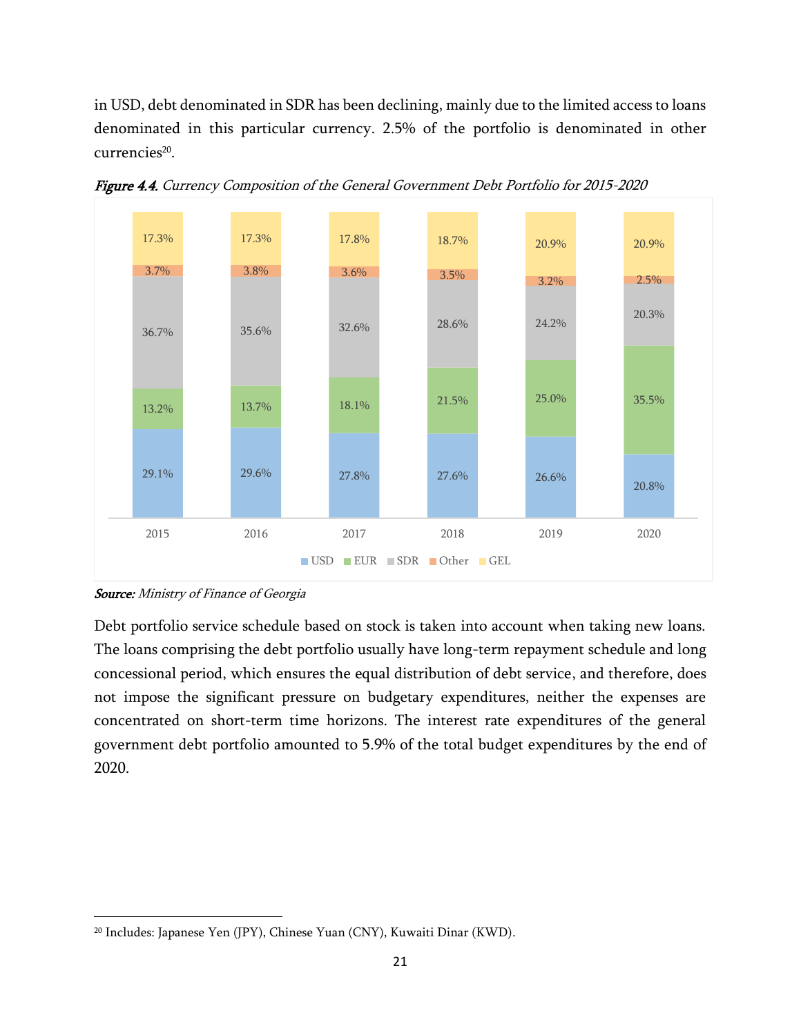in USD, debt denominated in SDR has been declining, mainly due to the limited access to loans denominated in this particular currency. 2.5% of the portfolio is denominated in other currencies[20].

***Figure 4.4.*** *Currency Composition of the General Government Debt Portfolio for 2015-2020*

| | 2015 | 2016 | 2017 | 2018 | 2019 | 2020 |
|---|---|---|---|---|---|---|
| USD | 29.1% | 29.6% | 27.8% | 27.6% | 26.6% | 20.8% |
| EUR | 13.2% | 13.7% | 18.1% | 21.5% | 25.0% | 35.5% |
| SDR | 36.7% | 35.6% | 32.6% | 28.6% | 24.2% | 20.3% |
| Other | 3.7% | 3.8% | 3.6% | 3.5% | 3.2% | 2.5% |
| GEL | 17.3% | 17.3% | 17.8% | 18.7% | 20.9% | 20.9% |

***Source:*** *Ministry of Finance of Georgia*

Debt portfolio service schedule based on stock is taken into account when taking new loans. The loans comprising the debt portfolio usually have long-term repayment schedule and long concessional period, which ensures the equal distribution of debt service, and therefore, does not impose the significant pressure on budgetary expenditures, neither the expenses are concentrated on short-term time horizons. The interest rate expenditures of the general government debt portfolio amounted to 5.9% of the total budget expenditures by the end of 2020.

---

[20] Includes: Japanese Yen (JPY), Chinese Yuan (CNY), Kuwaiti Dinar (KWD).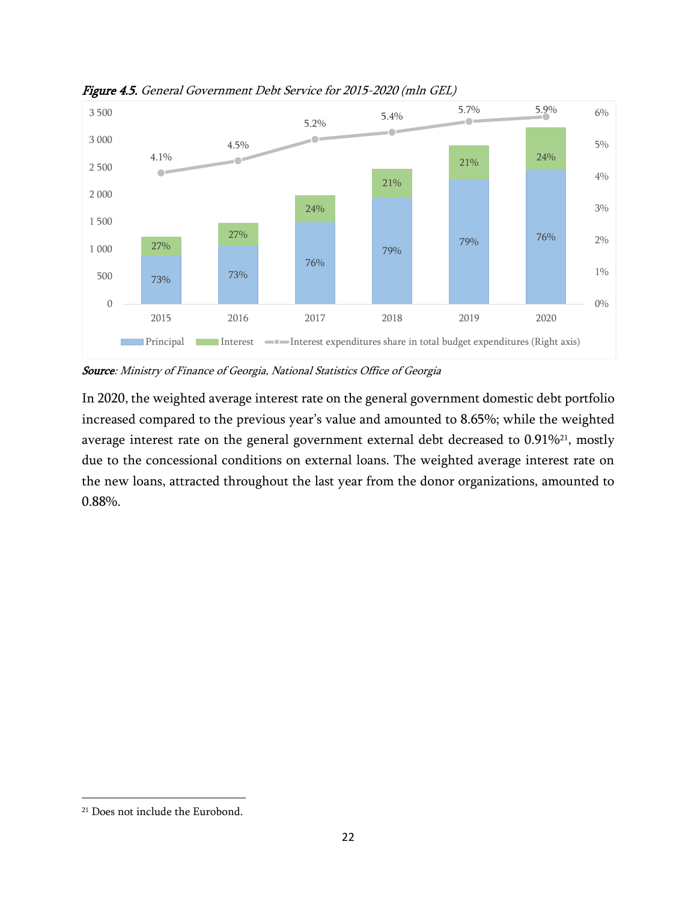***Figure 4.5.*** *General Government Debt Service for 2015-2020 (mln GEL)*

| Year | Principal | Interest | Interest expenditures share in total budget expenditures (Right axis) |
|---|---|---|---|
| 2015 | 73% | 27% | 4.1% |
| 2016 | 73% | 27% | 4.5% |
| 2017 | 76% | 24% | 5.2% |
| 2018 | 79% | 21% | 5.4% |
| 2019 | 79% | 21% | 5.7% |
| 2020 | 76% | 24% | 5.9% |

***Source****: Ministry of Finance of Georgia, National Statistics Office of Georgia*

In 2020, the weighted average interest rate on the general government domestic debt portfolio increased compared to the previous year's value and amounted to 8.65%; while the weighted average interest rate on the general government external debt decreased to 0.91%[21], mostly due to the concessional conditions on external loans. The weighted average interest rate on the new loans, attracted throughout the last year from the donor organizations, amounted to 0.88%.

[21] Does not include the Eurobond.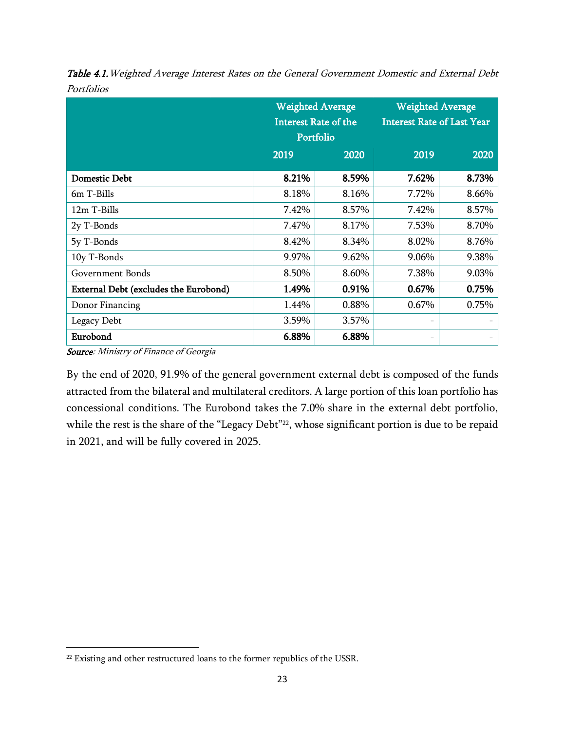***Table 4.1.*** *Weighted Average Interest Rates on the General Government Domestic and External Debt Portfolios*

| | Weighted Average Interest Rate of the Portfolio | | Weighted Average Interest Rate of Last Year | |
|---|---|---|---|---|
| | 2019 | 2020 | 2019 | 2020 |
| **Domestic Debt** | **8.21%** | **8.59%** | **7.62%** | **8.73%** |
| 6m T-Bills | 8.18% | 8.16% | 7.72% | 8.66% |
| 12m T-Bills | 7.42% | 8.57% | 7.42% | 8.57% |
| 2y T-Bonds | 7.47% | 8.17% | 7.53% | 8.70% |
| 5y T-Bonds | 8.42% | 8.34% | 8.02% | 8.76% |
| 10y T-Bonds | 9.97% | 9.62% | 9.06% | 9.38% |
| Government Bonds | 8.50% | 8.60% | 7.38% | 9.03% |
| **External Debt (excludes the Eurobond)** | **1.49%** | **0.91%** | **0.67%** | **0.75%** |
| Donor Financing | 1.44% | 0.88% | 0.67% | 0.75% |
| Legacy Debt | 3.59% | 3.57% | - | - |
| **Eurobond** | **6.88%** | **6.88%** | - | - |

***Source***: *Ministry of Finance of Georgia*

By the end of 2020, 91.9% of the general government external debt is composed of the funds attracted from the bilateral and multilateral creditors. A large portion of this loan portfolio has concessional conditions. The Eurobond takes the 7.0% share in the external debt portfolio, while the rest is the share of the "Legacy Debt"[22], whose significant portion is due to be repaid in 2021, and will be fully covered in 2025.

[22] Existing and other restructured loans to the former republics of the USSR.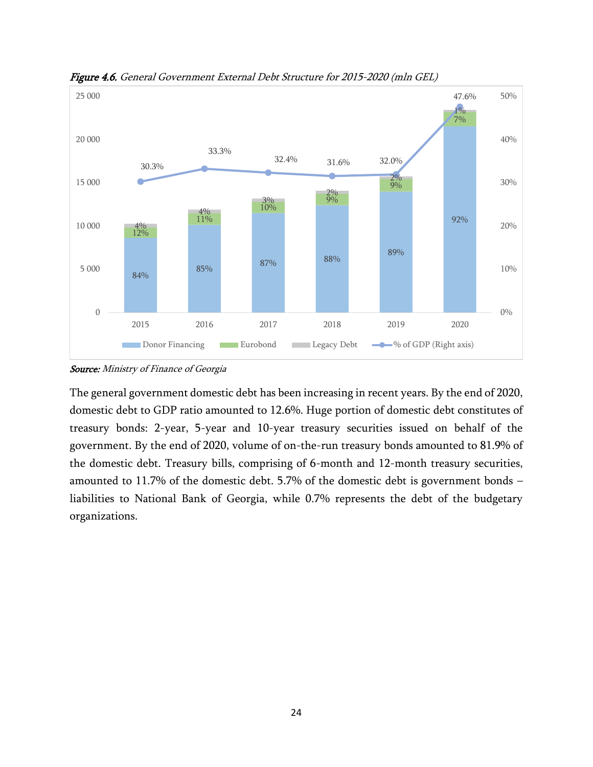*Figure 4.6. General Government External Debt Structure for 2015-2020 (mln GEL)*

| Year | Donor Financing | Eurobond | Legacy Debt | % of GDP (Right axis) |
|---|---|---|---|---|
| 2015 | 84% | 12% | 4% | 30.3% |
| 2016 | 85% | 11% | 4% | 33.3% |
| 2017 | 87% | 10% | 3% | 32.4% |
| 2018 | 88% | 9% | 2% | 31.6% |
| 2019 | 89% | 9% | 2% | 32.0% |
| 2020 | 92% | 7% | 1% | 47.6% |

*Source: Ministry of Finance of Georgia*

The general government domestic debt has been increasing in recent years. By the end of 2020, domestic debt to GDP ratio amounted to 12.6%. Huge portion of domestic debt constitutes of treasury bonds: 2-year, 5-year and 10-year treasury securities issued on behalf of the government. By the end of 2020, volume of on-the-run treasury bonds amounted to 81.9% of the domestic debt. Treasury bills, comprising of 6-month and 12-month treasury securities, amounted to 11.7% of the domestic debt. 5.7% of the domestic debt is government bonds – liabilities to National Bank of Georgia, while 0.7% represents the debt of the budgetary organizations.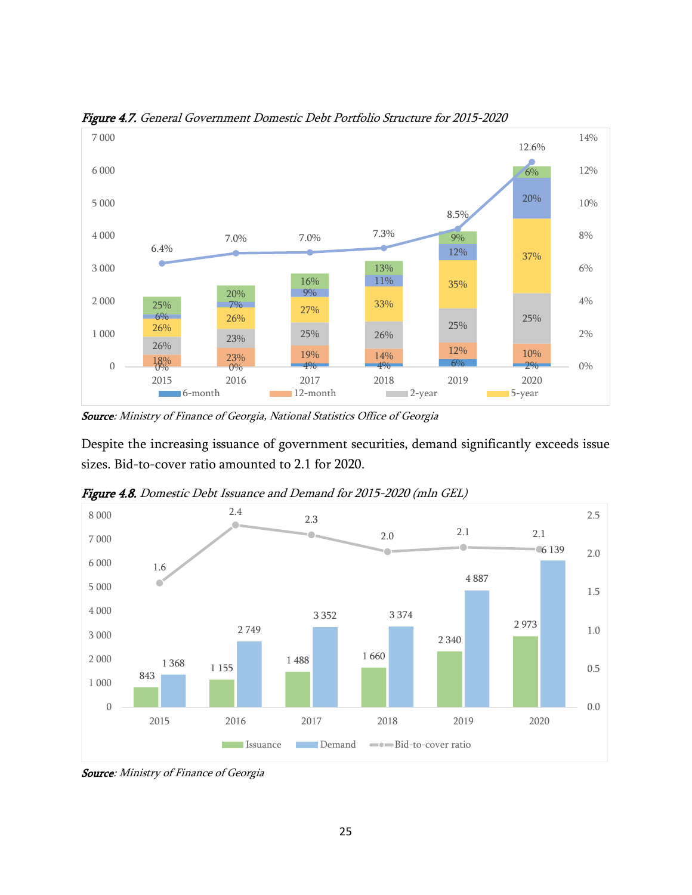***Figure 4.7.*** *General Government Domestic Debt Portfolio Structure for 2015-2020*

***Source****: Ministry of Finance of Georgia, National Statistics Office of Georgia*

Despite the increasing issuance of government securities, demand significantly exceeds issue sizes. Bid-to-cover ratio amounted to 2.1 for 2020.

***Figure 4.8.*** *Domestic Debt Issuance and Demand for 2015-2020 (mln GEL)*

***Source****: Ministry of Finance of Georgia*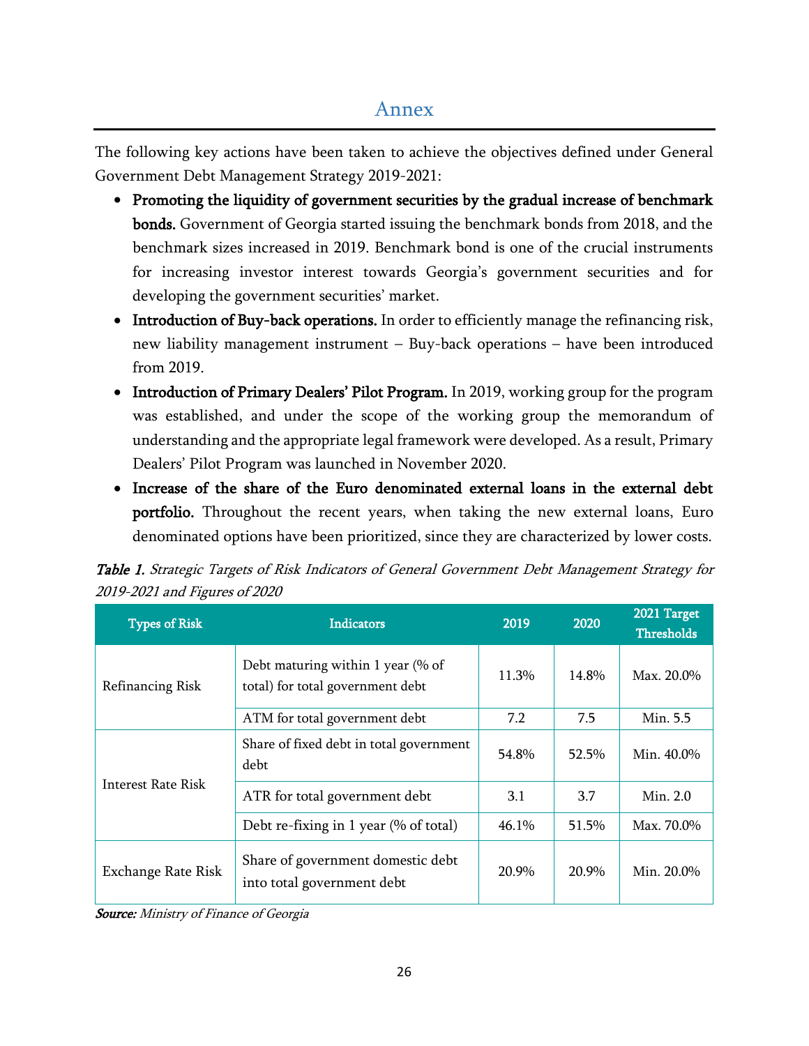# Annex

The following key actions have been taken to achieve the objectives defined under General Government Debt Management Strategy 2019-2021:

- **Promoting the liquidity of government securities by the gradual increase of benchmark bonds.** Government of Georgia started issuing the benchmark bonds from 2018, and the benchmark sizes increased in 2019. Benchmark bond is one of the crucial instruments for increasing investor interest towards Georgia's government securities and for developing the government securities' market.
- **Introduction of Buy-back operations.** In order to efficiently manage the refinancing risk, new liability management instrument – Buy-back operations – have been introduced from 2019.
- **Introduction of Primary Dealers' Pilot Program.** In 2019, working group for the program was established, and under the scope of the working group the memorandum of understanding and the appropriate legal framework were developed. As a result, Primary Dealers' Pilot Program was launched in November 2020.
- **Increase of the share of the Euro denominated external loans in the external debt portfolio.** Throughout the recent years, when taking the new external loans, Euro denominated options have been prioritized, since they are characterized by lower costs.

***Table 1.*** *Strategic Targets of Risk Indicators of General Government Debt Management Strategy for 2019-2021 and Figures of 2020*

| Types of Risk | Indicators | 2019 | 2020 | 2021 Target Thresholds |
|---|---|---|---|---|
| Refinancing Risk | Debt maturing within 1 year (% of total) for total government debt | 11.3% | 14.8% | Max. 20.0% |
| | ATM for total government debt | 7.2 | 7.5 | Min. 5.5 |
| Interest Rate Risk | Share of fixed debt in total government debt | 54.8% | 52.5% | Min. 40.0% |
| | ATR for total government debt | 3.1 | 3.7 | Min. 2.0 |
| | Debt re-fixing in 1 year (% of total) | 46.1% | 51.5% | Max. 70.0% |
| Exchange Rate Risk | Share of government domestic debt into total government debt | 20.9% | 20.9% | Min. 20.0% |

***Source:*** *Ministry of Finance of Georgia*